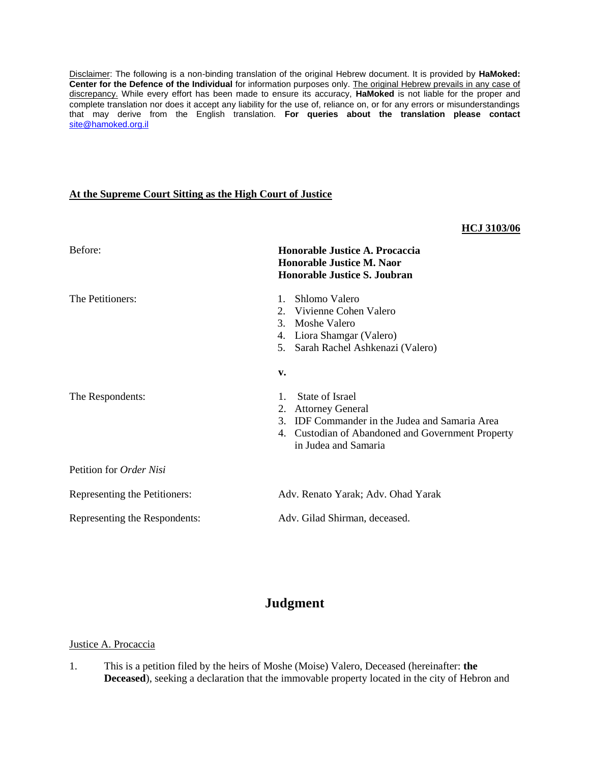Disclaimer: The following is a non-binding translation of the original Hebrew document. It is provided by **HaMoked: Center for the Defence of the Individual** for information purposes only. The original Hebrew prevails in any case of discrepancy. While every effort has been made to ensure its accuracy, **HaMoked** is not liable for the proper and complete translation nor does it accept any liability for the use of, reliance on, or for any errors or misunderstandings that may derive from the English translation. **For queries about the translation please contact** site@hamoked.org.il

**At the Supreme Court Sitting as the High Court of Justice**

**HCJ 3103/06**

Before: **Honorable Justice A. Procaccia**
**Honorable Justice M. Naor**
**Honorable Justice S. Joubran**

The Petitioners:

1. Shlomo Valero
2. Vivienne Cohen Valero
3. Moshe Valero
4. Liora Shamgar (Valero)
5. Sarah Rachel Ashkenazi (Valero)

**v.**

The Respondents:

1. State of Israel
2. Attorney General
3. IDF Commander in the Judea and Samaria Area
4. Custodian of Abandoned and Government Property in Judea and Samaria

Petition for *Order Nisi*

Representing the Petitioners: Adv. Renato Yarak; Adv. Ohad Yarak

Representing the Respondents: Adv. Gilad Shirman, deceased.

# Judgment

Justice A. Procaccia

1. This is a petition filed by the heirs of Moshe (Moise) Valero, Deceased (hereinafter: **the Deceased**), seeking a declaration that the immovable property located in the city of Hebron and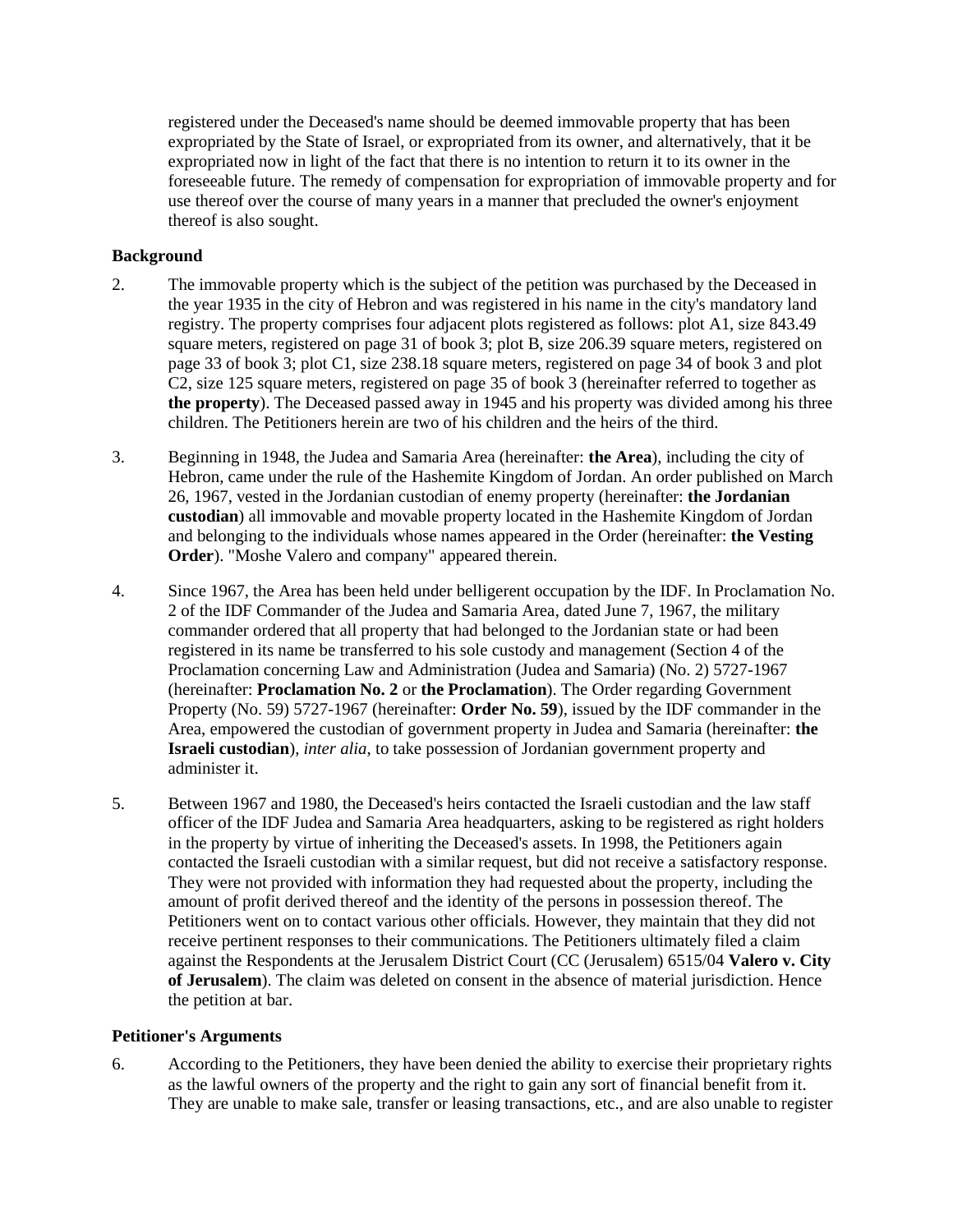registered under the Deceased's name should be deemed immovable property that has been expropriated by the State of Israel, or expropriated from its owner, and alternatively, that it be expropriated now in light of the fact that there is no intention to return it to its owner in the foreseeable future. The remedy of compensation for expropriation of immovable property and for use thereof over the course of many years in a manner that precluded the owner's enjoyment thereof is also sought.

**Background**

2. The immovable property which is the subject of the petition was purchased by the Deceased in the year 1935 in the city of Hebron and was registered in his name in the city's mandatory land registry. The property comprises four adjacent plots registered as follows: plot A1, size 843.49 square meters, registered on page 31 of book 3; plot B, size 206.39 square meters, registered on page 33 of book 3; plot C1, size 238.18 square meters, registered on page 34 of book 3 and plot C2, size 125 square meters, registered on page 35 of book 3 (hereinafter referred to together as **the property**). The Deceased passed away in 1945 and his property was divided among his three children. The Petitioners herein are two of his children and the heirs of the third.

3. Beginning in 1948, the Judea and Samaria Area (hereinafter: **the Area**), including the city of Hebron, came under the rule of the Hashemite Kingdom of Jordan. An order published on March 26, 1967, vested in the Jordanian custodian of enemy property (hereinafter: **the Jordanian custodian**) all immovable and movable property located in the Hashemite Kingdom of Jordan and belonging to the individuals whose names appeared in the Order (hereinafter: **the Vesting Order**). "Moshe Valero and company" appeared therein.

4. Since 1967, the Area has been held under belligerent occupation by the IDF. In Proclamation No. 2 of the IDF Commander of the Judea and Samaria Area, dated June 7, 1967, the military commander ordered that all property that had belonged to the Jordanian state or had been registered in its name be transferred to his sole custody and management (Section 4 of the Proclamation concerning Law and Administration (Judea and Samaria) (No. 2) 5727-1967 (hereinafter: **Proclamation No. 2** or **the Proclamation**). The Order regarding Government Property (No. 59) 5727-1967 (hereinafter: **Order No. 59**), issued by the IDF commander in the Area, empowered the custodian of government property in Judea and Samaria (hereinafter: **the Israeli custodian**), *inter alia*, to take possession of Jordanian government property and administer it.

5. Between 1967 and 1980, the Deceased's heirs contacted the Israeli custodian and the law staff officer of the IDF Judea and Samaria Area headquarters, asking to be registered as right holders in the property by virtue of inheriting the Deceased's assets. In 1998, the Petitioners again contacted the Israeli custodian with a similar request, but did not receive a satisfactory response. They were not provided with information they had requested about the property, including the amount of profit derived thereof and the identity of the persons in possession thereof. The Petitioners went on to contact various other officials. However, they maintain that they did not receive pertinent responses to their communications. The Petitioners ultimately filed a claim against the Respondents at the Jerusalem District Court (CC (Jerusalem) 6515/04 **Valero v. City of Jerusalem**). The claim was deleted on consent in the absence of material jurisdiction. Hence the petition at bar.

**Petitioner's Arguments**

6. According to the Petitioners, they have been denied the ability to exercise their proprietary rights as the lawful owners of the property and the right to gain any sort of financial benefit from it. They are unable to make sale, transfer or leasing transactions, etc., and are also unable to register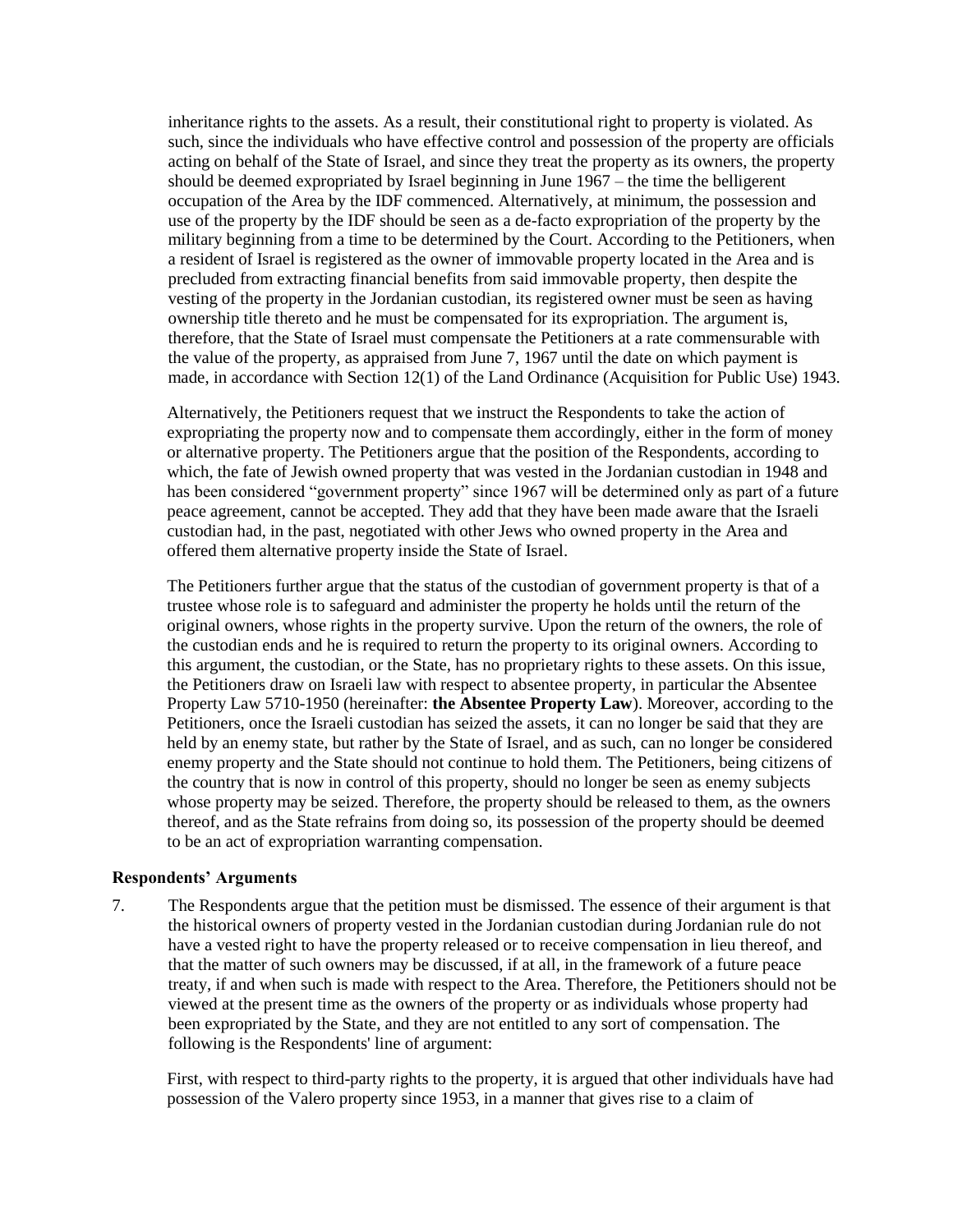inheritance rights to the assets. As a result, their constitutional right to property is violated. As such, since the individuals who have effective control and possession of the property are officials acting on behalf of the State of Israel, and since they treat the property as its owners, the property should be deemed expropriated by Israel beginning in June 1967 – the time the belligerent occupation of the Area by the IDF commenced. Alternatively, at minimum, the possession and use of the property by the IDF should be seen as a de-facto expropriation of the property by the military beginning from a time to be determined by the Court. According to the Petitioners, when a resident of Israel is registered as the owner of immovable property located in the Area and is precluded from extracting financial benefits from said immovable property, then despite the vesting of the property in the Jordanian custodian, its registered owner must be seen as having ownership title thereto and he must be compensated for its expropriation. The argument is, therefore, that the State of Israel must compensate the Petitioners at a rate commensurable with the value of the property, as appraised from June 7, 1967 until the date on which payment is made, in accordance with Section 12(1) of the Land Ordinance (Acquisition for Public Use) 1943.

Alternatively, the Petitioners request that we instruct the Respondents to take the action of expropriating the property now and to compensate them accordingly, either in the form of money or alternative property. The Petitioners argue that the position of the Respondents, according to which, the fate of Jewish owned property that was vested in the Jordanian custodian in 1948 and has been considered "government property" since 1967 will be determined only as part of a future peace agreement, cannot be accepted. They add that they have been made aware that the Israeli custodian had, in the past, negotiated with other Jews who owned property in the Area and offered them alternative property inside the State of Israel.

The Petitioners further argue that the status of the custodian of government property is that of a trustee whose role is to safeguard and administer the property he holds until the return of the original owners, whose rights in the property survive. Upon the return of the owners, the role of the custodian ends and he is required to return the property to its original owners. According to this argument, the custodian, or the State, has no proprietary rights to these assets. On this issue, the Petitioners draw on Israeli law with respect to absentee property, in particular the Absentee Property Law 5710-1950 (hereinafter: **the Absentee Property Law**). Moreover, according to the Petitioners, once the Israeli custodian has seized the assets, it can no longer be said that they are held by an enemy state, but rather by the State of Israel, and as such, can no longer be considered enemy property and the State should not continue to hold them. The Petitioners, being citizens of the country that is now in control of this property, should no longer be seen as enemy subjects whose property may be seized. Therefore, the property should be released to them, as the owners thereof, and as the State refrains from doing so, its possession of the property should be deemed to be an act of expropriation warranting compensation.

**Respondents' Arguments**

7. The Respondents argue that the petition must be dismissed. The essence of their argument is that the historical owners of property vested in the Jordanian custodian during Jordanian rule do not have a vested right to have the property released or to receive compensation in lieu thereof, and that the matter of such owners may be discussed, if at all, in the framework of a future peace treaty, if and when such is made with respect to the Area. Therefore, the Petitioners should not be viewed at the present time as the owners of the property or as individuals whose property had been expropriated by the State, and they are not entitled to any sort of compensation. The following is the Respondents' line of argument:

First, with respect to third-party rights to the property, it is argued that other individuals have had possession of the Valero property since 1953, in a manner that gives rise to a claim of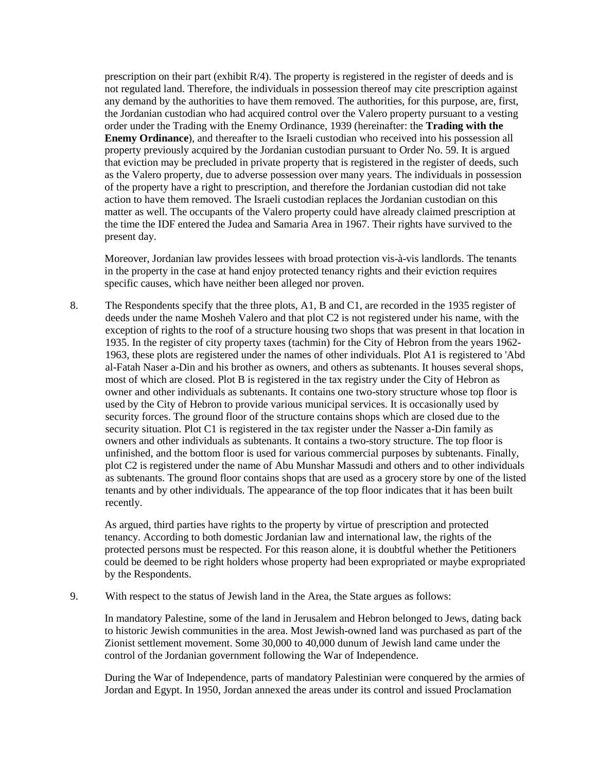prescription on their part (exhibit R/4). The property is registered in the register of deeds and is not regulated land. Therefore, the individuals in possession thereof may cite prescription against any demand by the authorities to have them removed. The authorities, for this purpose, are, first, the Jordanian custodian who had acquired control over the Valero property pursuant to a vesting order under the Trading with the Enemy Ordinance, 1939 (hereinafter: the **Trading with the Enemy Ordinance**), and thereafter to the Israeli custodian who received into his possession all property previously acquired by the Jordanian custodian pursuant to Order No. 59. It is argued that eviction may be precluded in private property that is registered in the register of deeds, such as the Valero property, due to adverse possession over many years. The individuals in possession of the property have a right to prescription, and therefore the Jordanian custodian did not take action to have them removed. The Israeli custodian replaces the Jordanian custodian on this matter as well. The occupants of the Valero property could have already claimed prescription at the time the IDF entered the Judea and Samaria Area in 1967. Their rights have survived to the present day.

Moreover, Jordanian law provides lessees with broad protection vis-à-vis landlords. The tenants in the property in the case at hand enjoy protected tenancy rights and their eviction requires specific causes, which have neither been alleged nor proven.

8. The Respondents specify that the three plots, A1, B and C1, are recorded in the 1935 register of deeds under the name Mosheh Valero and that plot C2 is not registered under his name, with the exception of rights to the roof of a structure housing two shops that was present in that location in 1935. In the register of city property taxes (tachmin) for the City of Hebron from the years 1962-1963, these plots are registered under the names of other individuals. Plot A1 is registered to 'Abd al-Fatah Naser a-Din and his brother as owners, and others as subtenants. It houses several shops, most of which are closed. Plot B is registered in the tax registry under the City of Hebron as owner and other individuals as subtenants. It contains one two-story structure whose top floor is used by the City of Hebron to provide various municipal services. It is occasionally used by security forces. The ground floor of the structure contains shops which are closed due to the security situation. Plot C1 is registered in the tax register under the Nasser a-Din family as owners and other individuals as subtenants. It contains a two-story structure. The top floor is unfinished, and the bottom floor is used for various commercial purposes by subtenants. Finally, plot C2 is registered under the name of Abu Munshar Massudi and others and to other individuals as subtenants. The ground floor contains shops that are used as a grocery store by one of the listed tenants and by other individuals. The appearance of the top floor indicates that it has been built recently.

As argued, third parties have rights to the property by virtue of prescription and protected tenancy. According to both domestic Jordanian law and international law, the rights of the protected persons must be respected. For this reason alone, it is doubtful whether the Petitioners could be deemed to be right holders whose property had been expropriated or maybe expropriated by the Respondents.

9. With respect to the status of Jewish land in the Area, the State argues as follows:

In mandatory Palestine, some of the land in Jerusalem and Hebron belonged to Jews, dating back to historic Jewish communities in the area. Most Jewish-owned land was purchased as part of the Zionist settlement movement. Some 30,000 to 40,000 dunum of Jewish land came under the control of the Jordanian government following the War of Independence.

During the War of Independence, parts of mandatory Palestinian were conquered by the armies of Jordan and Egypt. In 1950, Jordan annexed the areas under its control and issued Proclamation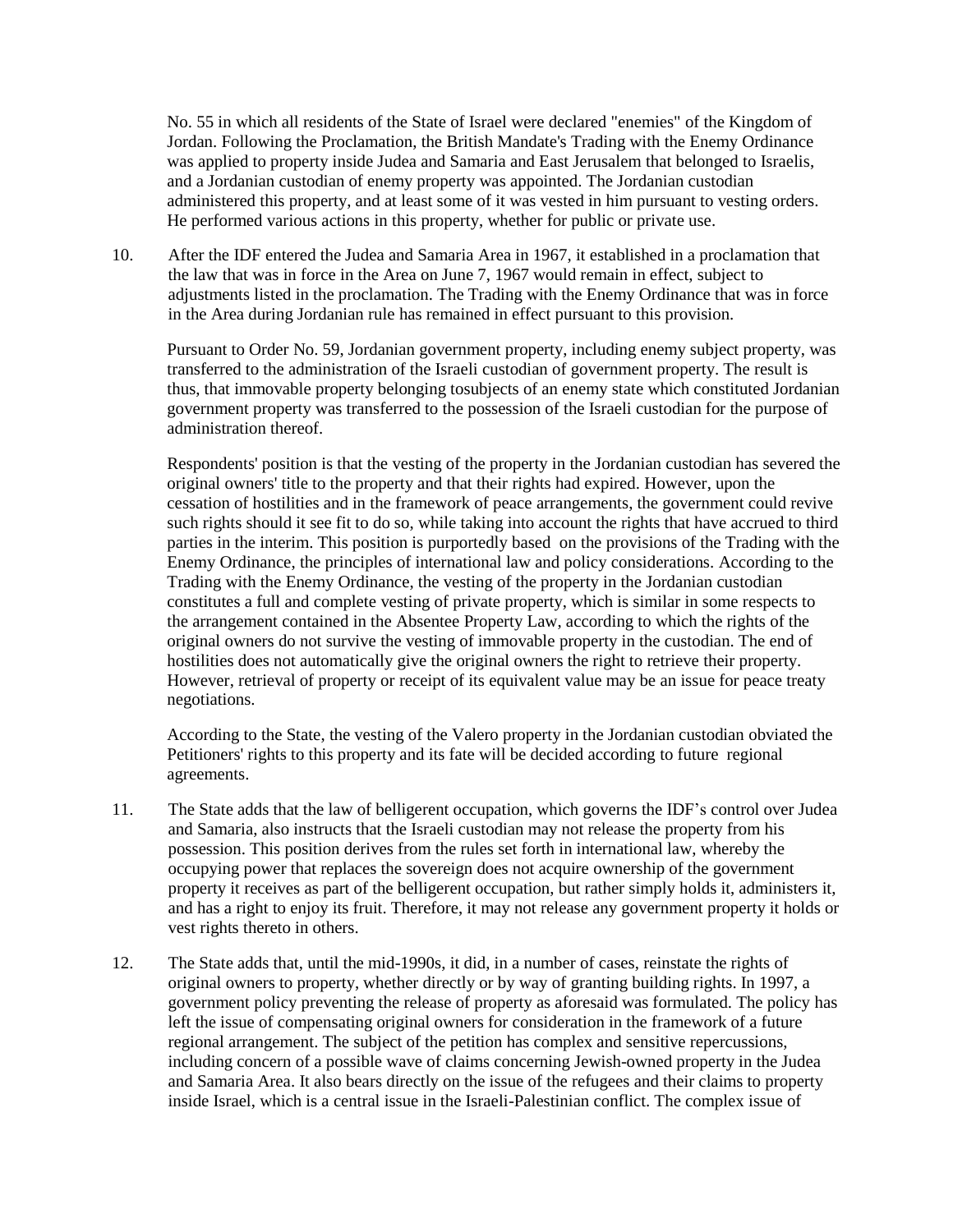No. 55 in which all residents of the State of Israel were declared "enemies" of the Kingdom of Jordan. Following the Proclamation, the British Mandate's Trading with the Enemy Ordinance was applied to property inside Judea and Samaria and East Jerusalem that belonged to Israelis, and a Jordanian custodian of enemy property was appointed. The Jordanian custodian administered this property, and at least some of it was vested in him pursuant to vesting orders. He performed various actions in this property, whether for public or private use.

10. After the IDF entered the Judea and Samaria Area in 1967, it established in a proclamation that the law that was in force in the Area on June 7, 1967 would remain in effect, subject to adjustments listed in the proclamation. The Trading with the Enemy Ordinance that was in force in the Area during Jordanian rule has remained in effect pursuant to this provision.

Pursuant to Order No. 59, Jordanian government property, including enemy subject property, was transferred to the administration of the Israeli custodian of government property. The result is thus, that immovable property belonging tosubjects of an enemy state which constituted Jordanian government property was transferred to the possession of the Israeli custodian for the purpose of administration thereof.

Respondents' position is that the vesting of the property in the Jordanian custodian has severed the original owners' title to the property and that their rights had expired. However, upon the cessation of hostilities and in the framework of peace arrangements, the government could revive such rights should it see fit to do so, while taking into account the rights that have accrued to third parties in the interim. This position is purportedly based on the provisions of the Trading with the Enemy Ordinance, the principles of international law and policy considerations. According to the Trading with the Enemy Ordinance, the vesting of the property in the Jordanian custodian constitutes a full and complete vesting of private property, which is similar in some respects to the arrangement contained in the Absentee Property Law, according to which the rights of the original owners do not survive the vesting of immovable property in the custodian. The end of hostilities does not automatically give the original owners the right to retrieve their property. However, retrieval of property or receipt of its equivalent value may be an issue for peace treaty negotiations.

According to the State, the vesting of the Valero property in the Jordanian custodian obviated the Petitioners' rights to this property and its fate will be decided according to future regional agreements.

11. The State adds that the law of belligerent occupation, which governs the IDF's control over Judea and Samaria, also instructs that the Israeli custodian may not release the property from his possession. This position derives from the rules set forth in international law, whereby the occupying power that replaces the sovereign does not acquire ownership of the government property it receives as part of the belligerent occupation, but rather simply holds it, administers it, and has a right to enjoy its fruit. Therefore, it may not release any government property it holds or vest rights thereto in others.

12. The State adds that, until the mid-1990s, it did, in a number of cases, reinstate the rights of original owners to property, whether directly or by way of granting building rights. In 1997, a government policy preventing the release of property as aforesaid was formulated. The policy has left the issue of compensating original owners for consideration in the framework of a future regional arrangement. The subject of the petition has complex and sensitive repercussions, including concern of a possible wave of claims concerning Jewish-owned property in the Judea and Samaria Area. It also bears directly on the issue of the refugees and their claims to property inside Israel, which is a central issue in the Israeli-Palestinian conflict. The complex issue of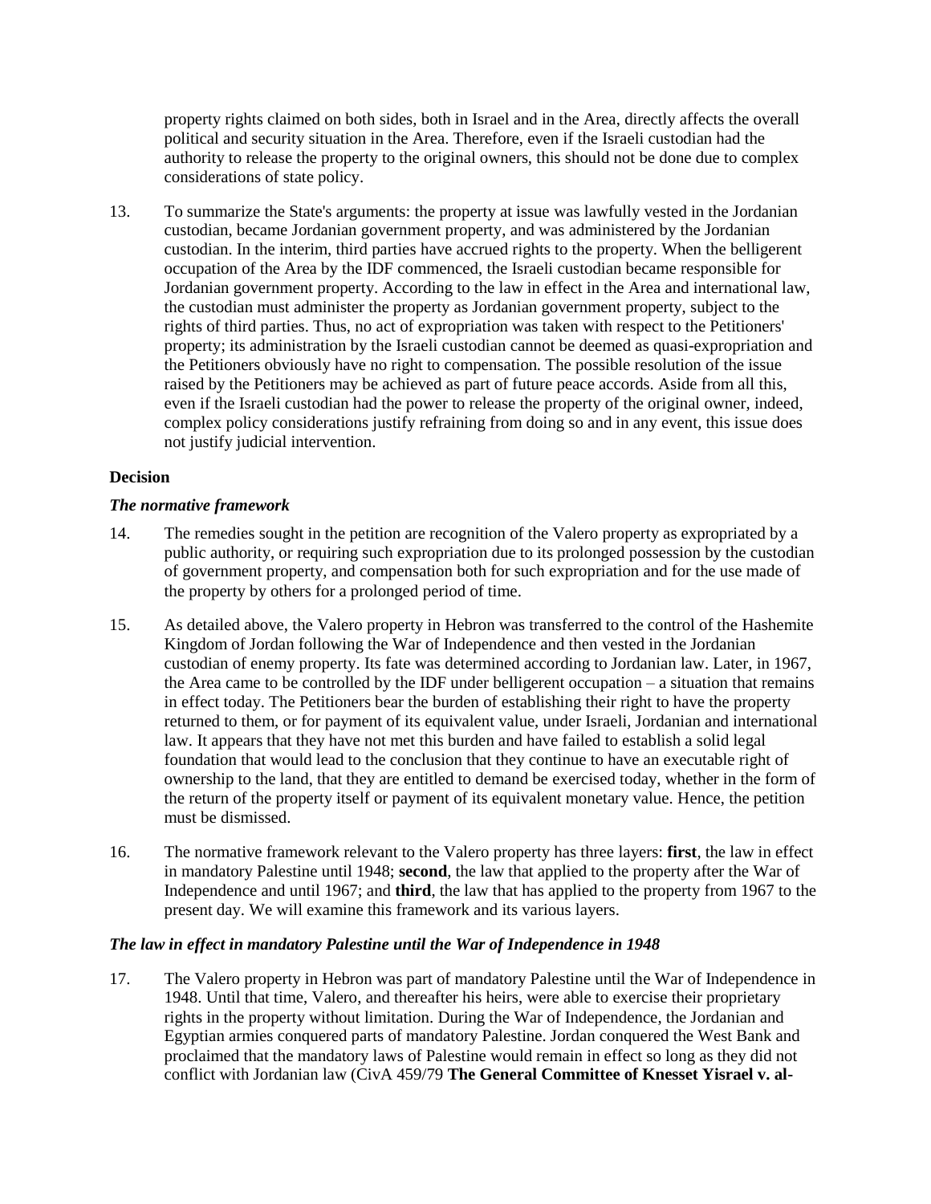property rights claimed on both sides, both in Israel and in the Area, directly affects the overall political and security situation in the Area. Therefore, even if the Israeli custodian had the authority to release the property to the original owners, this should not be done due to complex considerations of state policy.

13. To summarize the State's arguments: the property at issue was lawfully vested in the Jordanian custodian, became Jordanian government property, and was administered by the Jordanian custodian. In the interim, third parties have accrued rights to the property. When the belligerent occupation of the Area by the IDF commenced, the Israeli custodian became responsible for Jordanian government property. According to the law in effect in the Area and international law, the custodian must administer the property as Jordanian government property, subject to the rights of third parties. Thus, no act of expropriation was taken with respect to the Petitioners' property; its administration by the Israeli custodian cannot be deemed as quasi-expropriation and the Petitioners obviously have no right to compensation. The possible resolution of the issue raised by the Petitioners may be achieved as part of future peace accords. Aside from all this, even if the Israeli custodian had the power to release the property of the original owner, indeed, complex policy considerations justify refraining from doing so and in any event, this issue does not justify judicial intervention.

**Decision**

***The normative framework***

14. The remedies sought in the petition are recognition of the Valero property as expropriated by a public authority, or requiring such expropriation due to its prolonged possession by the custodian of government property, and compensation both for such expropriation and for the use made of the property by others for a prolonged period of time.

15. As detailed above, the Valero property in Hebron was transferred to the control of the Hashemite Kingdom of Jordan following the War of Independence and then vested in the Jordanian custodian of enemy property. Its fate was determined according to Jordanian law. Later, in 1967, the Area came to be controlled by the IDF under belligerent occupation – a situation that remains in effect today. The Petitioners bear the burden of establishing their right to have the property returned to them, or for payment of its equivalent value, under Israeli, Jordanian and international law. It appears that they have not met this burden and have failed to establish a solid legal foundation that would lead to the conclusion that they continue to have an executable right of ownership to the land, that they are entitled to demand be exercised today, whether in the form of the return of the property itself or payment of its equivalent monetary value. Hence, the petition must be dismissed.

16. The normative framework relevant to the Valero property has three layers: **first**, the law in effect in mandatory Palestine until 1948; **second**, the law that applied to the property after the War of Independence and until 1967; and **third**, the law that has applied to the property from 1967 to the present day. We will examine this framework and its various layers.

***The law in effect in mandatory Palestine until the War of Independence in 1948***

17. The Valero property in Hebron was part of mandatory Palestine until the War of Independence in 1948. Until that time, Valero, and thereafter his heirs, were able to exercise their proprietary rights in the property without limitation. During the War of Independence, the Jordanian and Egyptian armies conquered parts of mandatory Palestine. Jordan conquered the West Bank and proclaimed that the mandatory laws of Palestine would remain in effect so long as they did not conflict with Jordanian law (CivA 459/79 **The General Committee of Knesset Yisrael v. al-**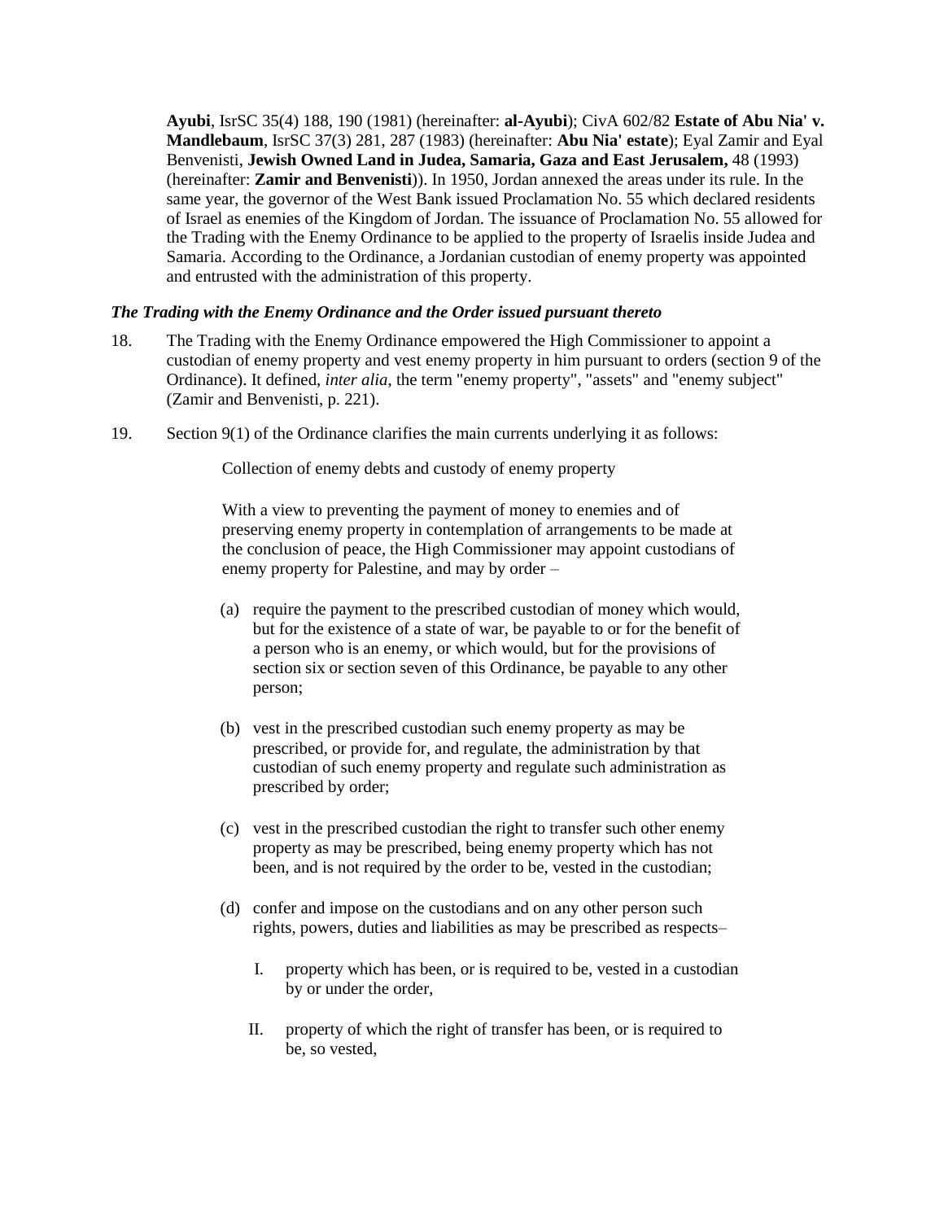**Ayubi**, IsrSC 35(4) 188, 190 (1981) (hereinafter: **al-Ayubi**); CivA 602/82 **Estate of Abu Nia' v. Mandlebaum**, IsrSC 37(3) 281, 287 (1983) (hereinafter: **Abu Nia' estate**); Eyal Zamir and Eyal Benvenisti, **Jewish Owned Land in Judea, Samaria, Gaza and East Jerusalem,** 48 (1993) (hereinafter: **Zamir and Benvenisti**)). In 1950, Jordan annexed the areas under its rule. In the same year, the governor of the West Bank issued Proclamation No. 55 which declared residents of Israel as enemies of the Kingdom of Jordan. The issuance of Proclamation No. 55 allowed for the Trading with the Enemy Ordinance to be applied to the property of Israelis inside Judea and Samaria. According to the Ordinance, a Jordanian custodian of enemy property was appointed and entrusted with the administration of this property.

***The Trading with the Enemy Ordinance and the Order issued pursuant thereto***

18. The Trading with the Enemy Ordinance empowered the High Commissioner to appoint a custodian of enemy property and vest enemy property in him pursuant to orders (section 9 of the Ordinance). It defined, *inter alia*, the term "enemy property", "assets" and "enemy subject" (Zamir and Benvenisti, p. 221).

19. Section 9(1) of the Ordinance clarifies the main currents underlying it as follows:

> Collection of enemy debts and custody of enemy property
>
> With a view to preventing the payment of money to enemies and of preserving enemy property in contemplation of arrangements to be made at the conclusion of peace, the High Commissioner may appoint custodians of enemy property for Palestine, and may by order –
>
> (a) require the payment to the prescribed custodian of money which would, but for the existence of a state of war, be payable to or for the benefit of a person who is an enemy, or which would, but for the provisions of section six or section seven of this Ordinance, be payable to any other person;
>
> (b) vest in the prescribed custodian such enemy property as may be prescribed, or provide for, and regulate, the administration by that custodian of such enemy property and regulate such administration as prescribed by order;
>
> (c) vest in the prescribed custodian the right to transfer such other enemy property as may be prescribed, being enemy property which has not been, and is not required by the order to be, vested in the custodian;
>
> (d) confer and impose on the custodians and on any other person such rights, powers, duties and liabilities as may be prescribed as respects–
>
> I. property which has been, or is required to be, vested in a custodian by or under the order,
>
> II. property of which the right of transfer has been, or is required to be, so vested,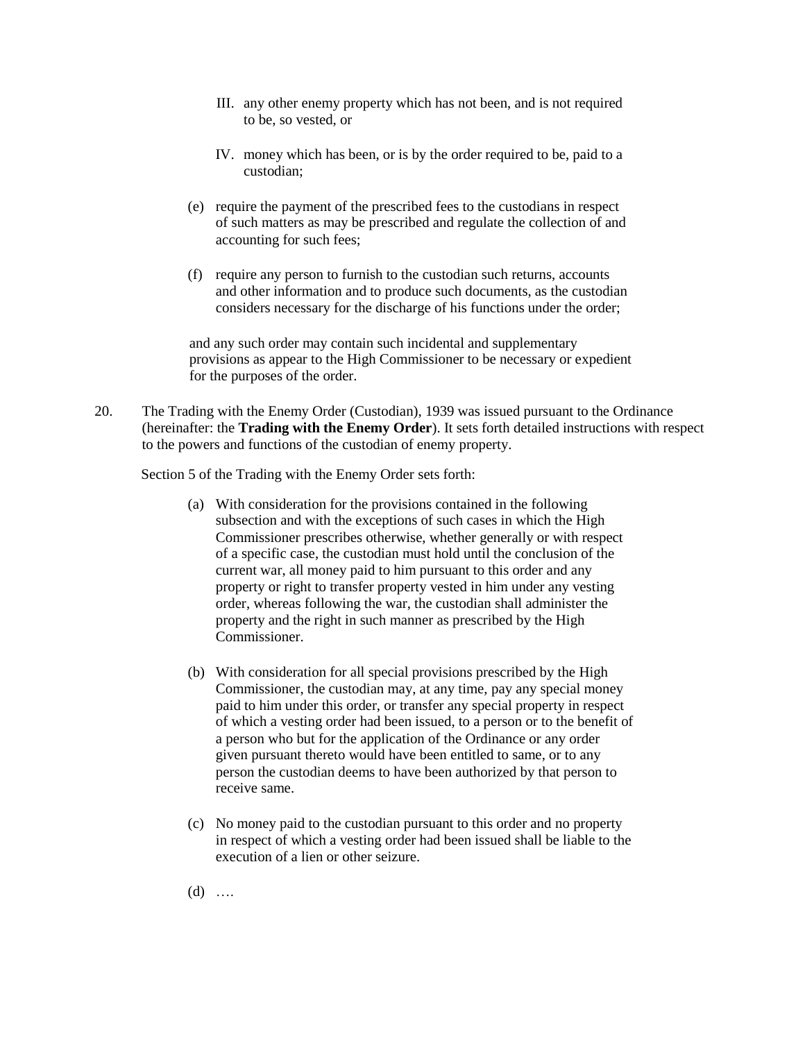III. any other enemy property which has not been, and is not required to be, so vested, or

IV. money which has been, or is by the order required to be, paid to a custodian;

(e) require the payment of the prescribed fees to the custodians in respect of such matters as may be prescribed and regulate the collection of and accounting for such fees;

(f) require any person to furnish to the custodian such returns, accounts and other information and to produce such documents, as the custodian considers necessary for the discharge of his functions under the order;

and any such order may contain such incidental and supplementary provisions as appear to the High Commissioner to be necessary or expedient for the purposes of the order.

20. The Trading with the Enemy Order (Custodian), 1939 was issued pursuant to the Ordinance (hereinafter: the **Trading with the Enemy Order**). It sets forth detailed instructions with respect to the powers and functions of the custodian of enemy property.

Section 5 of the Trading with the Enemy Order sets forth:

(a) With consideration for the provisions contained in the following subsection and with the exceptions of such cases in which the High Commissioner prescribes otherwise, whether generally or with respect of a specific case, the custodian must hold until the conclusion of the current war, all money paid to him pursuant to this order and any property or right to transfer property vested in him under any vesting order, whereas following the war, the custodian shall administer the property and the right in such manner as prescribed by the High Commissioner.

(b) With consideration for all special provisions prescribed by the High Commissioner, the custodian may, at any time, pay any special money paid to him under this order, or transfer any special property in respect of which a vesting order had been issued, to a person or to the benefit of a person who but for the application of the Ordinance or any order given pursuant thereto would have been entitled to same, or to any person the custodian deems to have been authorized by that person to receive same.

(c) No money paid to the custodian pursuant to this order and no property in respect of which a vesting order had been issued shall be liable to the execution of a lien or other seizure.

(d) ….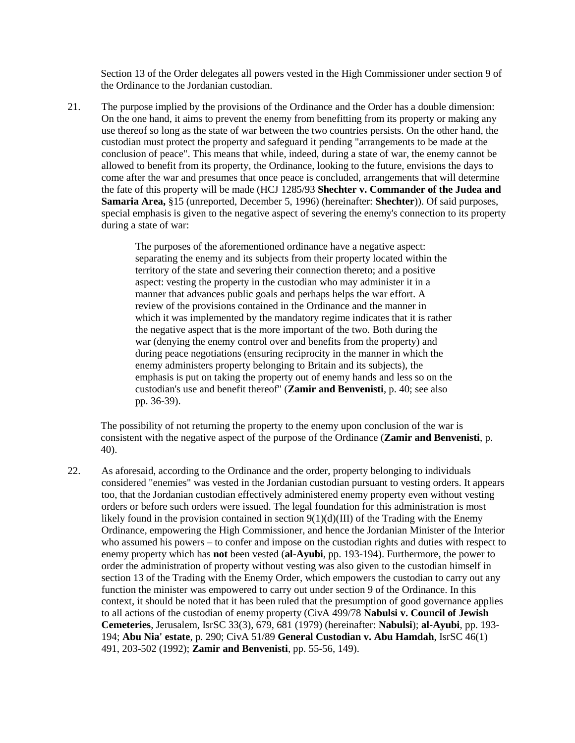Section 13 of the Order delegates all powers vested in the High Commissioner under section 9 of the Ordinance to the Jordanian custodian.

21. The purpose implied by the provisions of the Ordinance and the Order has a double dimension: On the one hand, it aims to prevent the enemy from benefitting from its property or making any use thereof so long as the state of war between the two countries persists. On the other hand, the custodian must protect the property and safeguard it pending "arrangements to be made at the conclusion of peace". This means that while, indeed, during a state of war, the enemy cannot be allowed to benefit from its property, the Ordinance, looking to the future, envisions the days to come after the war and presumes that once peace is concluded, arrangements that will determine the fate of this property will be made (HCJ 1285/93 **Shechter v. Commander of the Judea and Samaria Area,** §15 (unreported, December 5, 1996) (hereinafter: **Shechter**)). Of said purposes, special emphasis is given to the negative aspect of severing the enemy's connection to its property during a state of war:

> The purposes of the aforementioned ordinance have a negative aspect: separating the enemy and its subjects from their property located within the territory of the state and severing their connection thereto; and a positive aspect: vesting the property in the custodian who may administer it in a manner that advances public goals and perhaps helps the war effort. A review of the provisions contained in the Ordinance and the manner in which it was implemented by the mandatory regime indicates that it is rather the negative aspect that is the more important of the two. Both during the war (denying the enemy control over and benefits from the property) and during peace negotiations (ensuring reciprocity in the manner in which the enemy administers property belonging to Britain and its subjects), the emphasis is put on taking the property out of enemy hands and less so on the custodian's use and benefit thereof" (**Zamir and Benvenisti**, p. 40; see also pp. 36-39).

The possibility of not returning the property to the enemy upon conclusion of the war is consistent with the negative aspect of the purpose of the Ordinance (**Zamir and Benvenisti**, p. 40).

22. As aforesaid, according to the Ordinance and the order, property belonging to individuals considered "enemies" was vested in the Jordanian custodian pursuant to vesting orders. It appears too, that the Jordanian custodian effectively administered enemy property even without vesting orders or before such orders were issued. The legal foundation for this administration is most likely found in the provision contained in section 9(1)(d)(III) of the Trading with the Enemy Ordinance, empowering the High Commissioner, and hence the Jordanian Minister of the Interior who assumed his powers – to confer and impose on the custodian rights and duties with respect to enemy property which has **not** been vested (**al-Ayubi**, pp. 193-194). Furthermore, the power to order the administration of property without vesting was also given to the custodian himself in section 13 of the Trading with the Enemy Order, which empowers the custodian to carry out any function the minister was empowered to carry out under section 9 of the Ordinance. In this context, it should be noted that it has been ruled that the presumption of good governance applies to all actions of the custodian of enemy property (CivA 499/78 **Nabulsi v. Council of Jewish Cemeteries**, Jerusalem, IsrSC 33(3), 679, 681 (1979) (hereinafter: **Nabulsi**); **al-Ayubi**, pp. 193-194; **Abu Nia' estate**, p. 290; CivA 51/89 **General Custodian v. Abu Hamdah**, IsrSC 46(1) 491, 203-502 (1992); **Zamir and Benvenisti**, pp. 55-56, 149).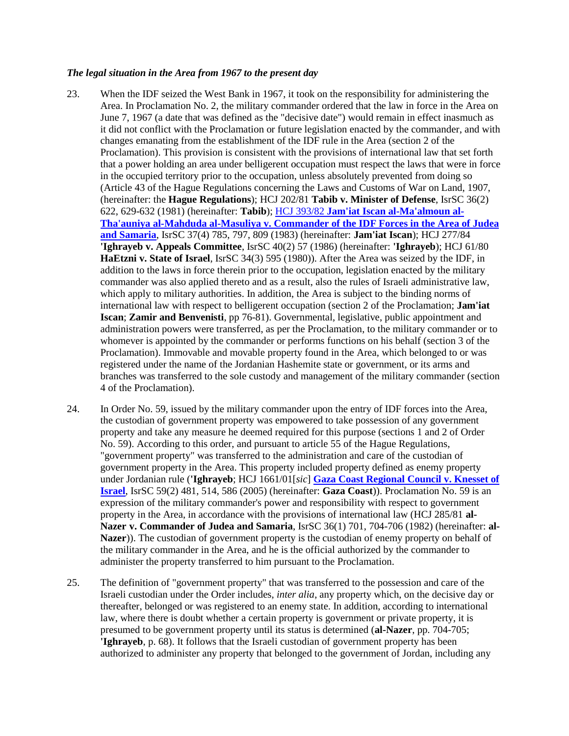***The legal situation in the Area from 1967 to the present day***

23. When the IDF seized the West Bank in 1967, it took on the responsibility for administering the Area. In Proclamation No. 2, the military commander ordered that the law in force in the Area on June 7, 1967 (a date that was defined as the "decisive date") would remain in effect inasmuch as it did not conflict with the Proclamation or future legislation enacted by the commander, and with changes emanating from the establishment of the IDF rule in the Area (section 2 of the Proclamation). This provision is consistent with the provisions of international law that set forth that a power holding an area under belligerent occupation must respect the laws that were in force in the occupied territory prior to the occupation, unless absolutely prevented from doing so (Article 43 of the Hague Regulations concerning the Laws and Customs of War on Land, 1907, (hereinafter: the **Hague Regulations**); HCJ 202/81 **Tabib v. Minister of Defense**, IsrSC 36(2) 622, 629-632 (1981) (hereinafter: **Tabib**); HCJ 393/82 **Jam'iat Iscan al-Ma'almoun al-Tha'auniya al-Mahduda al-Masuliya v. Commander of the IDF Forces in the Area of Judea and Samaria**, IsrSC 37(4) 785, 797, 809 (1983) (hereinafter: **Jam'iat Iscan**); HCJ 277/84 **'Ighrayeb v. Appeals Committee**, IsrSC 40(2) 57 (1986) (hereinafter: **'Ighrayeb**); HCJ 61/80 **HaEtzni v. State of Israel**, IsrSC 34(3) 595 (1980)). After the Area was seized by the IDF, in addition to the laws in force therein prior to the occupation, legislation enacted by the military commander was also applied thereto and as a result, also the rules of Israeli administrative law, which apply to military authorities. In addition, the Area is subject to the binding norms of international law with respect to belligerent occupation (section 2 of the Proclamation; **Jam'iat Iscan**; **Zamir and Benvenisti**, pp 76-81). Governmental, legislative, public appointment and administration powers were transferred, as per the Proclamation, to the military commander or to whomever is appointed by the commander or performs functions on his behalf (section 3 of the Proclamation). Immovable and movable property found in the Area, which belonged to or was registered under the name of the Jordanian Hashemite state or government, or its arms and branches was transferred to the sole custody and management of the military commander (section 4 of the Proclamation).

24. In Order No. 59, issued by the military commander upon the entry of IDF forces into the Area, the custodian of government property was empowered to take possession of any government property and take any measure he deemed required for this purpose (sections 1 and 2 of Order No. 59). According to this order, and pursuant to article 55 of the Hague Regulations, "government property" was transferred to the administration and care of the custodian of government property in the Area. This property included property defined as enemy property under Jordanian rule (**'Ighrayeb**; HCJ 1661/01[*sic*] **Gaza Coast Regional Council v. Knesset of Israel**, IsrSC 59(2) 481, 514, 586 (2005) (hereinafter: **Gaza Coast**)). Proclamation No. 59 is an expression of the military commander's power and responsibility with respect to government property in the Area, in accordance with the provisions of international law (HCJ 285/81 **al-Nazer v. Commander of Judea and Samaria**, IsrSC 36(1) 701, 704-706 (1982) (hereinafter: **al-Nazer**)). The custodian of government property is the custodian of enemy property on behalf of the military commander in the Area, and he is the official authorized by the commander to administer the property transferred to him pursuant to the Proclamation.

25. The definition of "government property" that was transferred to the possession and care of the Israeli custodian under the Order includes, *inter alia*, any property which, on the decisive day or thereafter, belonged or was registered to an enemy state. In addition, according to international law, where there is doubt whether a certain property is government or private property, it is presumed to be government property until its status is determined (**al-Nazer**, pp. 704-705; **'Ighrayeb**, p. 68). It follows that the Israeli custodian of government property has been authorized to administer any property that belonged to the government of Jordan, including any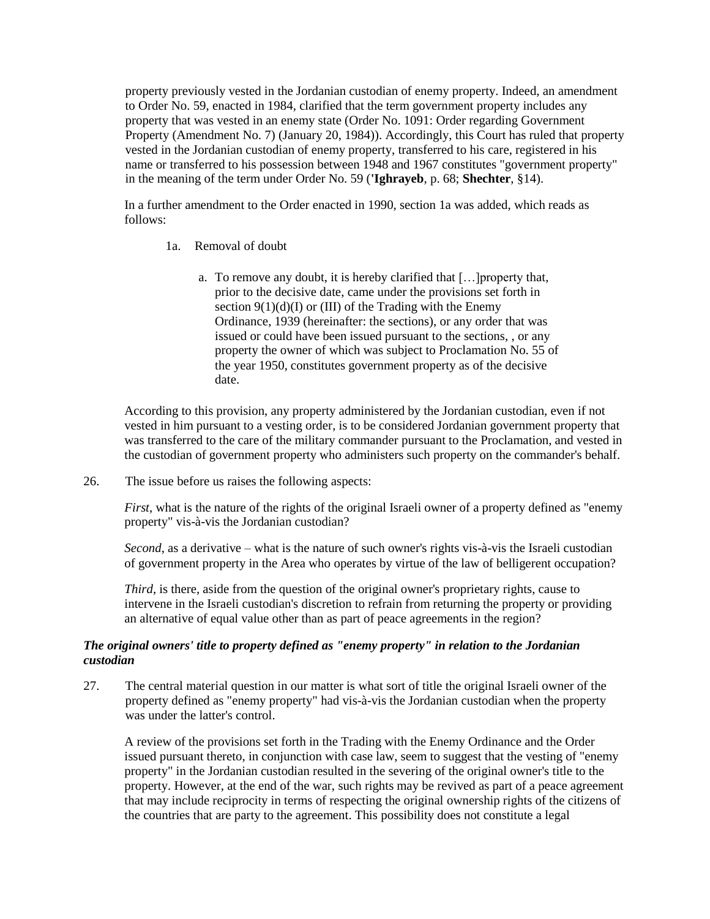property previously vested in the Jordanian custodian of enemy property. Indeed, an amendment to Order No. 59, enacted in 1984, clarified that the term government property includes any property that was vested in an enemy state (Order No. 1091: Order regarding Government Property (Amendment No. 7) (January 20, 1984)). Accordingly, this Court has ruled that property vested in the Jordanian custodian of enemy property, transferred to his care, registered in his name or transferred to his possession between 1948 and 1967 constitutes "government property" in the meaning of the term under Order No. 59 (**'Ighrayeb**, p. 68; **Shechter**, §14).

In a further amendment to the Order enacted in 1990, section 1a was added, which reads as follows:

> 1a. Removal of doubt
>
> a. To remove any doubt, it is hereby clarified that […]property that, prior to the decisive date, came under the provisions set forth in section 9(1)(d)(I) or (III) of the Trading with the Enemy Ordinance, 1939 (hereinafter: the sections), or any order that was issued or could have been issued pursuant to the sections, , or any property the owner of which was subject to Proclamation No. 55 of the year 1950, constitutes government property as of the decisive date.

According to this provision, any property administered by the Jordanian custodian, even if not vested in him pursuant to a vesting order, is to be considered Jordanian government property that was transferred to the care of the military commander pursuant to the Proclamation, and vested in the custodian of government property who administers such property on the commander's behalf.

26. The issue before us raises the following aspects:

*First*, what is the nature of the rights of the original Israeli owner of a property defined as "enemy property" vis-à-vis the Jordanian custodian?

*Second*, as a derivative – what is the nature of such owner's rights vis-à-vis the Israeli custodian of government property in the Area who operates by virtue of the law of belligerent occupation?

*Third*, is there, aside from the question of the original owner's proprietary rights, cause to intervene in the Israeli custodian's discretion to refrain from returning the property or providing an alternative of equal value other than as part of peace agreements in the region?

***The original owners' title to property defined as "enemy property" in relation to the Jordanian custodian***

27. The central material question in our matter is what sort of title the original Israeli owner of the property defined as "enemy property" had vis-à-vis the Jordanian custodian when the property was under the latter's control.

A review of the provisions set forth in the Trading with the Enemy Ordinance and the Order issued pursuant thereto, in conjunction with case law, seem to suggest that the vesting of "enemy property" in the Jordanian custodian resulted in the severing of the original owner's title to the property. However, at the end of the war, such rights may be revived as part of a peace agreement that may include reciprocity in terms of respecting the original ownership rights of the citizens of the countries that are party to the agreement. This possibility does not constitute a legal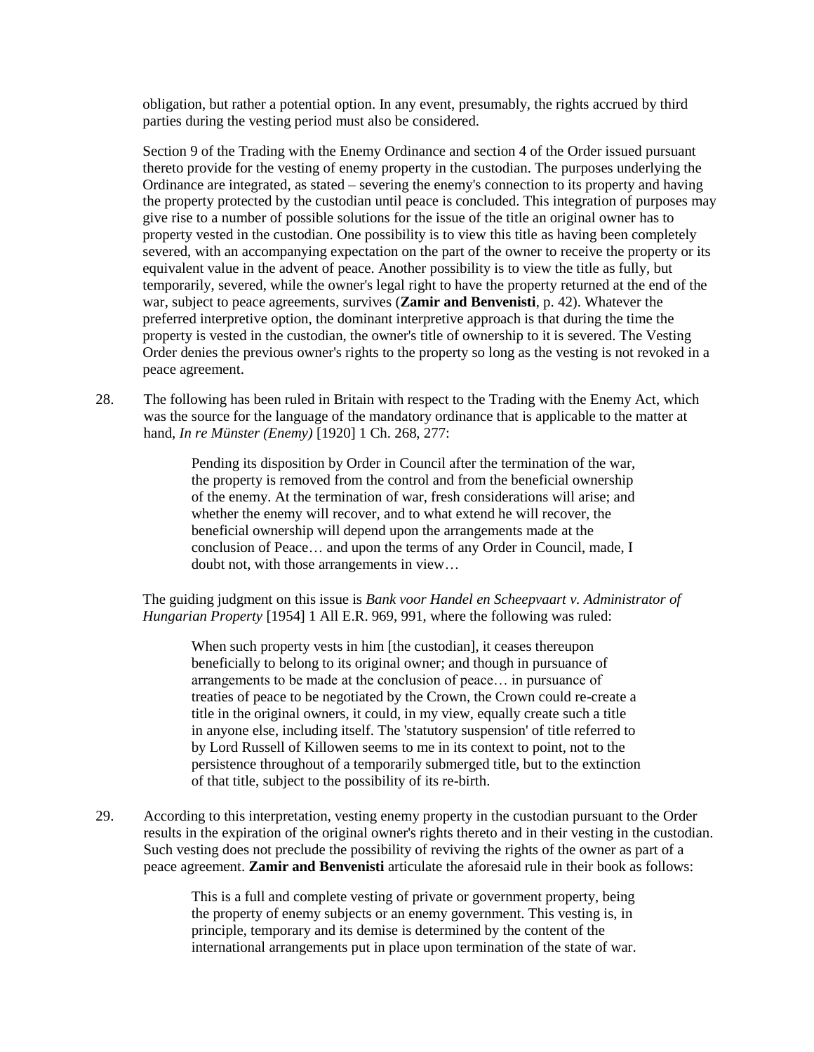obligation, but rather a potential option. In any event, presumably, the rights accrued by third parties during the vesting period must also be considered.

Section 9 of the Trading with the Enemy Ordinance and section 4 of the Order issued pursuant thereto provide for the vesting of enemy property in the custodian. The purposes underlying the Ordinance are integrated, as stated – severing the enemy's connection to its property and having the property protected by the custodian until peace is concluded. This integration of purposes may give rise to a number of possible solutions for the issue of the title an original owner has to property vested in the custodian. One possibility is to view this title as having been completely severed, with an accompanying expectation on the part of the owner to receive the property or its equivalent value in the advent of peace. Another possibility is to view the title as fully, but temporarily, severed, while the owner's legal right to have the property returned at the end of the war, subject to peace agreements, survives (**Zamir and Benvenisti**, p. 42). Whatever the preferred interpretive option, the dominant interpretive approach is that during the time the property is vested in the custodian, the owner's title of ownership to it is severed. The Vesting Order denies the previous owner's rights to the property so long as the vesting is not revoked in a peace agreement.

28. The following has been ruled in Britain with respect to the Trading with the Enemy Act, which was the source for the language of the mandatory ordinance that is applicable to the matter at hand, *In re Münster (Enemy)* [1920] 1 Ch. 268, 277:

> Pending its disposition by Order in Council after the termination of the war, the property is removed from the control and from the beneficial ownership of the enemy. At the termination of war, fresh considerations will arise; and whether the enemy will recover, and to what extend he will recover, the beneficial ownership will depend upon the arrangements made at the conclusion of Peace… and upon the terms of any Order in Council, made, I doubt not, with those arrangements in view…

The guiding judgment on this issue is *Bank voor Handel en Scheepvaart v. Administrator of Hungarian Property* [1954] 1 All E.R. 969, 991, where the following was ruled:

> When such property vests in him [the custodian], it ceases thereupon beneficially to belong to its original owner; and though in pursuance of arrangements to be made at the conclusion of peace… in pursuance of treaties of peace to be negotiated by the Crown, the Crown could re-create a title in the original owners, it could, in my view, equally create such a title in anyone else, including itself. The 'statutory suspension' of title referred to by Lord Russell of Killowen seems to me in its context to point, not to the persistence throughout of a temporarily submerged title, but to the extinction of that title, subject to the possibility of its re-birth.

29. According to this interpretation, vesting enemy property in the custodian pursuant to the Order results in the expiration of the original owner's rights thereto and in their vesting in the custodian. Such vesting does not preclude the possibility of reviving the rights of the owner as part of a peace agreement. **Zamir and Benvenisti** articulate the aforesaid rule in their book as follows:

> This is a full and complete vesting of private or government property, being the property of enemy subjects or an enemy government. This vesting is, in principle, temporary and its demise is determined by the content of the international arrangements put in place upon termination of the state of war.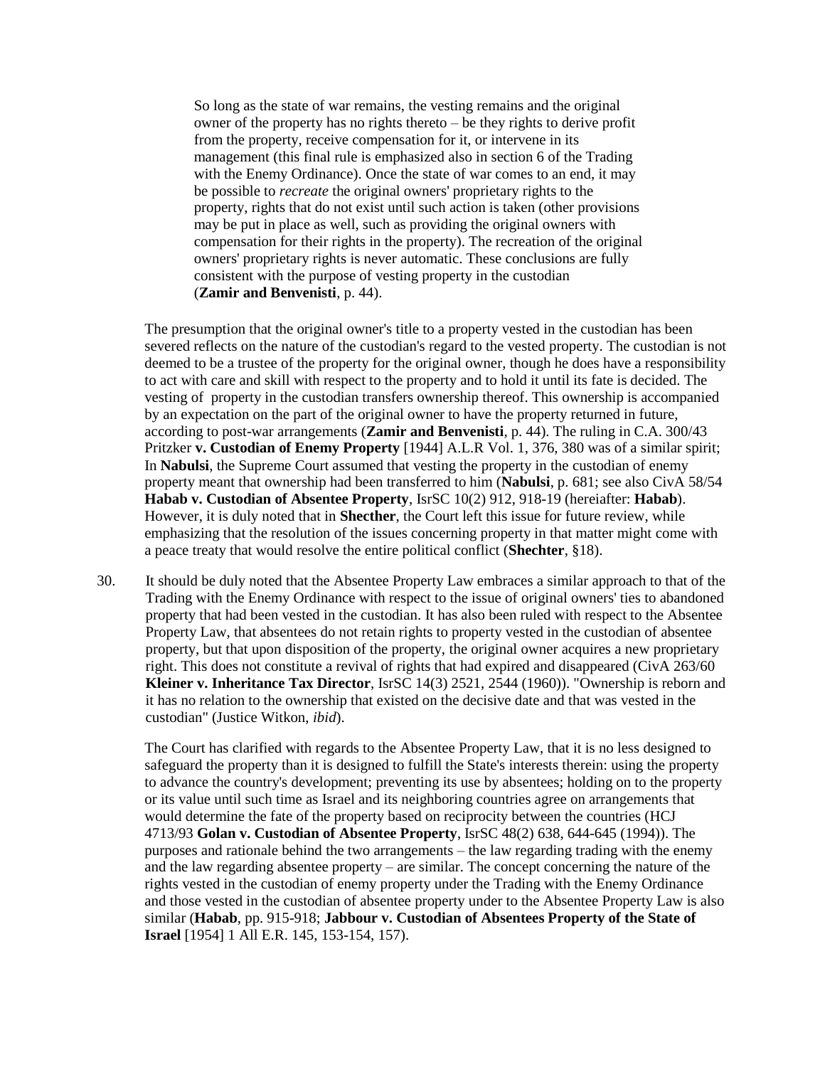> So long as the state of war remains, the vesting remains and the original owner of the property has no rights thereto – be they rights to derive profit from the property, receive compensation for it, or intervene in its management (this final rule is emphasized also in section 6 of the Trading with the Enemy Ordinance). Once the state of war comes to an end, it may be possible to *recreate* the original owners' proprietary rights to the property, rights that do not exist until such action is taken (other provisions may be put in place as well, such as providing the original owners with compensation for their rights in the property). The recreation of the original owners' proprietary rights is never automatic. These conclusions are fully consistent with the purpose of vesting property in the custodian (**Zamir and Benvenisti**, p. 44).

The presumption that the original owner's title to a property vested in the custodian has been severed reflects on the nature of the custodian's regard to the vested property. The custodian is not deemed to be a trustee of the property for the original owner, though he does have a responsibility to act with care and skill with respect to the property and to hold it until its fate is decided. The vesting of property in the custodian transfers ownership thereof. This ownership is accompanied by an expectation on the part of the original owner to have the property returned in future, according to post-war arrangements (**Zamir and Benvenisti**, p. 44). The ruling in C.A. 300/43 Pritzker **v. Custodian of Enemy Property** [1944] A.L.R Vol. 1, 376, 380 was of a similar spirit; In **Nabulsi**, the Supreme Court assumed that vesting the property in the custodian of enemy property meant that ownership had been transferred to him (**Nabulsi**, p. 681; see also CivA 58/54 **Habab v. Custodian of Absentee Property**, IsrSC 10(2) 912, 918-19 (hereiafter: **Habab**). However, it is duly noted that in **Shecther**, the Court left this issue for future review, while emphasizing that the resolution of the issues concerning property in that matter might come with a peace treaty that would resolve the entire political conflict (**Shechter**, §18).

30. It should be duly noted that the Absentee Property Law embraces a similar approach to that of the Trading with the Enemy Ordinance with respect to the issue of original owners' ties to abandoned property that had been vested in the custodian. It has also been ruled with respect to the Absentee Property Law, that absentees do not retain rights to property vested in the custodian of absentee property, but that upon disposition of the property, the original owner acquires a new proprietary right. This does not constitute a revival of rights that had expired and disappeared (CivA 263/60 **Kleiner v. Inheritance Tax Director**, IsrSC 14(3) 2521, 2544 (1960)). "Ownership is reborn and it has no relation to the ownership that existed on the decisive date and that was vested in the custodian" (Justice Witkon, *ibid*).

The Court has clarified with regards to the Absentee Property Law, that it is no less designed to safeguard the property than it is designed to fulfill the State's interests therein: using the property to advance the country's development; preventing its use by absentees; holding on to the property or its value until such time as Israel and its neighboring countries agree on arrangements that would determine the fate of the property based on reciprocity between the countries (HCJ 4713/93 **Golan v. Custodian of Absentee Property**, IsrSC 48(2) 638, 644-645 (1994)). The purposes and rationale behind the two arrangements – the law regarding trading with the enemy and the law regarding absentee property – are similar. The concept concerning the nature of the rights vested in the custodian of enemy property under the Trading with the Enemy Ordinance and those vested in the custodian of absentee property under to the Absentee Property Law is also similar (**Habab**, pp. 915-918; **Jabbour v. Custodian of Absentees Property of the State of Israel** [1954] 1 All E.R. 145, 153-154, 157).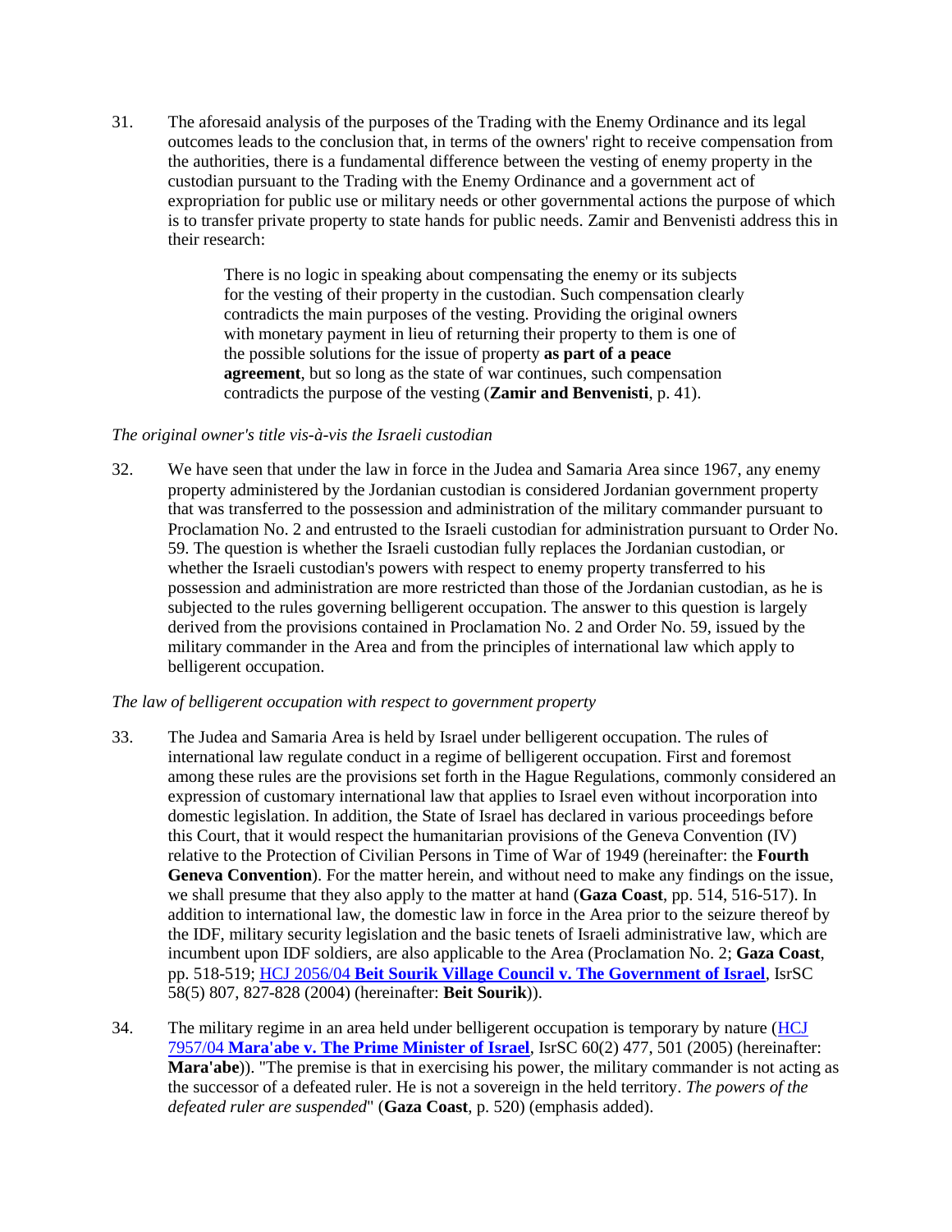31. The aforesaid analysis of the purposes of the Trading with the Enemy Ordinance and its legal outcomes leads to the conclusion that, in terms of the owners' right to receive compensation from the authorities, there is a fundamental difference between the vesting of enemy property in the custodian pursuant to the Trading with the Enemy Ordinance and a government act of expropriation for public use or military needs or other governmental actions the purpose of which is to transfer private property to state hands for public needs. Zamir and Benvenisti address this in their research:

> There is no logic in speaking about compensating the enemy or its subjects for the vesting of their property in the custodian. Such compensation clearly contradicts the main purposes of the vesting. Providing the original owners with monetary payment in lieu of returning their property to them is one of the possible solutions for the issue of property **as part of a peace agreement**, but so long as the state of war continues, such compensation contradicts the purpose of the vesting (**Zamir and Benvenisti**, p. 41).

*The original owner's title vis-à-vis the Israeli custodian*

32. We have seen that under the law in force in the Judea and Samaria Area since 1967, any enemy property administered by the Jordanian custodian is considered Jordanian government property that was transferred to the possession and administration of the military commander pursuant to Proclamation No. 2 and entrusted to the Israeli custodian for administration pursuant to Order No. 59. The question is whether the Israeli custodian fully replaces the Jordanian custodian, or whether the Israeli custodian's powers with respect to enemy property transferred to his possession and administration are more restricted than those of the Jordanian custodian, as he is subjected to the rules governing belligerent occupation. The answer to this question is largely derived from the provisions contained in Proclamation No. 2 and Order No. 59, issued by the military commander in the Area and from the principles of international law which apply to belligerent occupation.

*The law of belligerent occupation with respect to government property*

33. The Judea and Samaria Area is held by Israel under belligerent occupation. The rules of international law regulate conduct in a regime of belligerent occupation. First and foremost among these rules are the provisions set forth in the Hague Regulations, commonly considered an expression of customary international law that applies to Israel even without incorporation into domestic legislation. In addition, the State of Israel has declared in various proceedings before this Court, that it would respect the humanitarian provisions of the Geneva Convention (IV) relative to the Protection of Civilian Persons in Time of War of 1949 (hereinafter: the **Fourth Geneva Convention**). For the matter herein, and without need to make any findings on the issue, we shall presume that they also apply to the matter at hand (**Gaza Coast**, pp. 514, 516-517). In addition to international law, the domestic law in force in the Area prior to the seizure thereof by the IDF, military security legislation and the basic tenets of Israeli administrative law, which are incumbent upon IDF soldiers, are also applicable to the Area (Proclamation No. 2; **Gaza Coast**, pp. 518-519; HCJ 2056/04 **Beit Sourik Village Council v. The Government of Israel**, IsrSC 58(5) 807, 827-828 (2004) (hereinafter: **Beit Sourik**)).

34. The military regime in an area held under belligerent occupation is temporary by nature (HCJ 7957/04 **Mara'abe v. The Prime Minister of Israel**, IsrSC 60(2) 477, 501 (2005) (hereinafter: **Mara'abe**)). "The premise is that in exercising his power, the military commander is not acting as the successor of a defeated ruler. He is not a sovereign in the held territory. *The powers of the defeated ruler are suspended*" (**Gaza Coast**, p. 520) (emphasis added).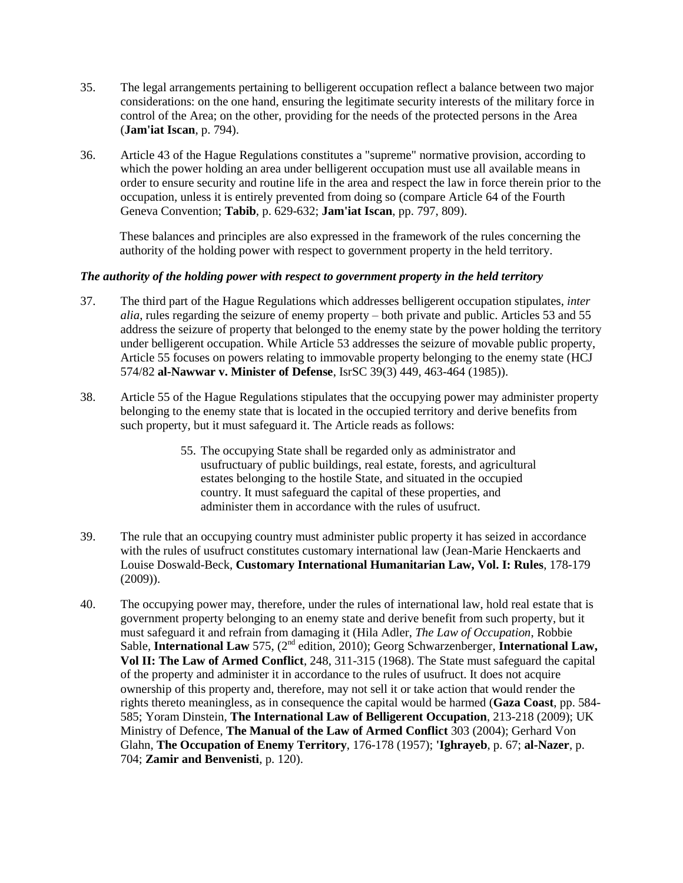35. The legal arrangements pertaining to belligerent occupation reflect a balance between two major considerations: on the one hand, ensuring the legitimate security interests of the military force in control of the Area; on the other, providing for the needs of the protected persons in the Area (**Jam'iat Iscan**, p. 794).

36. Article 43 of the Hague Regulations constitutes a "supreme" normative provision, according to which the power holding an area under belligerent occupation must use all available means in order to ensure security and routine life in the area and respect the law in force therein prior to the occupation, unless it is entirely prevented from doing so (compare Article 64 of the Fourth Geneva Convention; **Tabib**, p. 629-632; **Jam'iat Iscan**, pp. 797, 809).

These balances and principles are also expressed in the framework of the rules concerning the authority of the holding power with respect to government property in the held territory.

***The authority of the holding power with respect to government property in the held territory***

37. The third part of the Hague Regulations which addresses belligerent occupation stipulates, *inter alia*, rules regarding the seizure of enemy property – both private and public. Articles 53 and 55 address the seizure of property that belonged to the enemy state by the power holding the territory under belligerent occupation. While Article 53 addresses the seizure of movable public property, Article 55 focuses on powers relating to immovable property belonging to the enemy state (HCJ 574/82 **al-Nawwar v. Minister of Defense**, IsrSC 39(3) 449, 463-464 (1985)).

38. Article 55 of the Hague Regulations stipulates that the occupying power may administer property belonging to the enemy state that is located in the occupied territory and derive benefits from such property, but it must safeguard it. The Article reads as follows:

> 55. The occupying State shall be regarded only as administrator and usufructuary of public buildings, real estate, forests, and agricultural estates belonging to the hostile State, and situated in the occupied country. It must safeguard the capital of these properties, and administer them in accordance with the rules of usufruct.

39. The rule that an occupying country must administer public property it has seized in accordance with the rules of usufruct constitutes customary international law (Jean-Marie Henckaerts and Louise Doswald-Beck, **Customary International Humanitarian Law, Vol. I: Rules**, 178-179 (2009)).

40. The occupying power may, therefore, under the rules of international law, hold real estate that is government property belonging to an enemy state and derive benefit from such property, but it must safeguard it and refrain from damaging it (Hila Adler, *The Law of Occupation*, Robbie Sable, **International Law** 575, (2nd edition, 2010); Georg Schwarzenberger, **International Law, Vol II: The Law of Armed Conflict**, 248, 311-315 (1968). The State must safeguard the capital of the property and administer it in accordance to the rules of usufruct. It does not acquire ownership of this property and, therefore, may not sell it or take action that would render the rights thereto meaningless, as in consequence the capital would be harmed (**Gaza Coast**, pp. 584-585; Yoram Dinstein, **The International Law of Belligerent Occupation**, 213-218 (2009); UK Ministry of Defence, **The Manual of the Law of Armed Conflict** 303 (2004); Gerhard Von Glahn, **The Occupation of Enemy Territory**, 176-178 (1957); **'Ighrayeb**, p. 67; **al-Nazer**, p. 704; **Zamir and Benvenisti**, p. 120).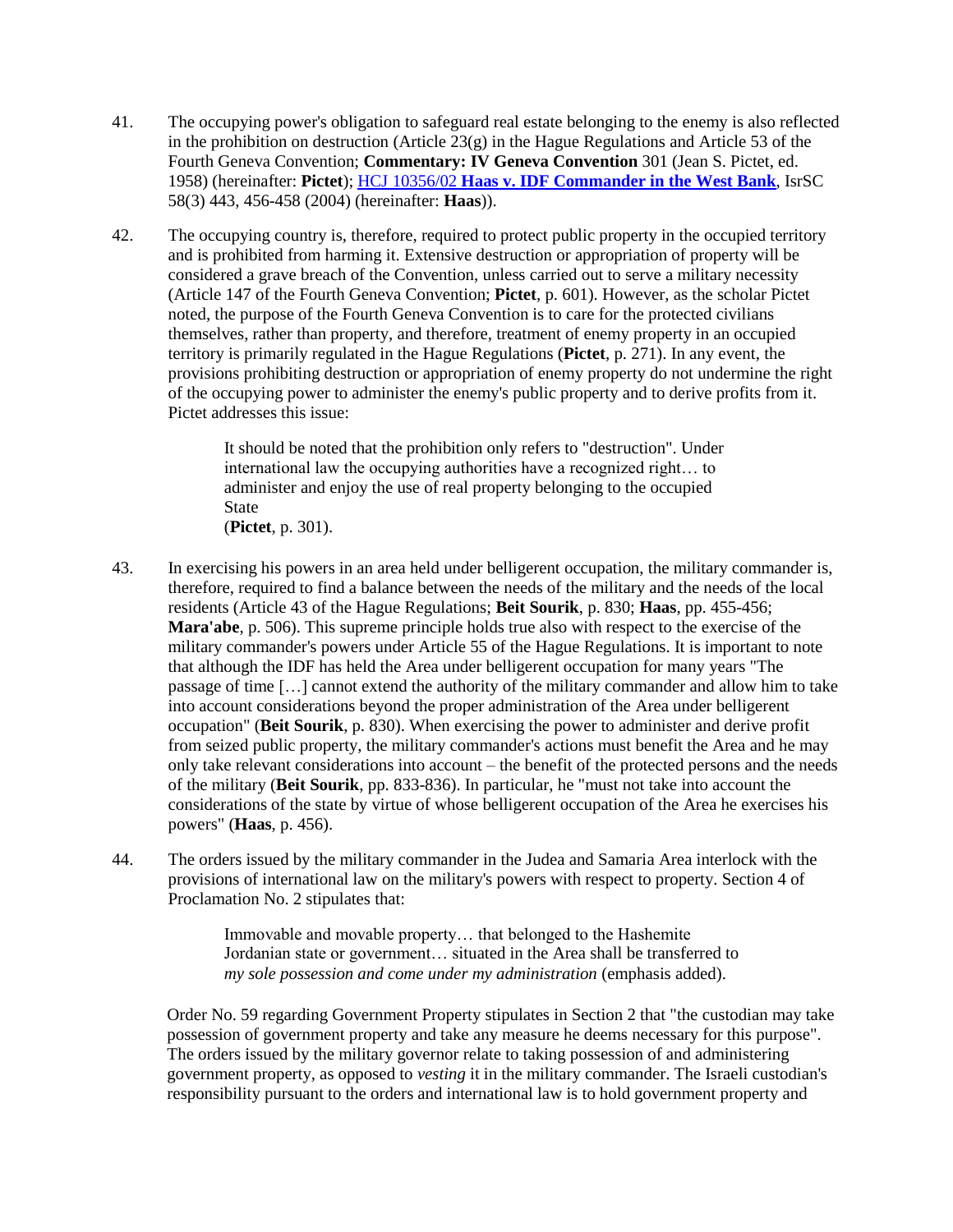41. The occupying power's obligation to safeguard real estate belonging to the enemy is also reflected in the prohibition on destruction (Article 23(g) in the Hague Regulations and Article 53 of the Fourth Geneva Convention; **Commentary: IV Geneva Convention** 301 (Jean S. Pictet, ed. 1958) (hereinafter: **Pictet**); HCJ 10356/02 **Haas v. IDF Commander in the West Bank**, IsrSC 58(3) 443, 456-458 (2004) (hereinafter: **Haas**)).

42. The occupying country is, therefore, required to protect public property in the occupied territory and is prohibited from harming it. Extensive destruction or appropriation of property will be considered a grave breach of the Convention, unless carried out to serve a military necessity (Article 147 of the Fourth Geneva Convention; **Pictet**, p. 601). However, as the scholar Pictet noted, the purpose of the Fourth Geneva Convention is to care for the protected civilians themselves, rather than property, and therefore, treatment of enemy property in an occupied territory is primarily regulated in the Hague Regulations (**Pictet**, p. 271). In any event, the provisions prohibiting destruction or appropriation of enemy property do not undermine the right of the occupying power to administer the enemy's public property and to derive profits from it. Pictet addresses this issue:

> It should be noted that the prohibition only refers to "destruction". Under international law the occupying authorities have a recognized right… to administer and enjoy the use of real property belonging to the occupied State
> (**Pictet**, p. 301).

43. In exercising his powers in an area held under belligerent occupation, the military commander is, therefore, required to find a balance between the needs of the military and the needs of the local residents (Article 43 of the Hague Regulations; **Beit Sourik**, p. 830; **Haas**, pp. 455-456; **Mara'abe**, p. 506). This supreme principle holds true also with respect to the exercise of the military commander's powers under Article 55 of the Hague Regulations. It is important to note that although the IDF has held the Area under belligerent occupation for many years "The passage of time […] cannot extend the authority of the military commander and allow him to take into account considerations beyond the proper administration of the Area under belligerent occupation" (**Beit Sourik**, p. 830). When exercising the power to administer and derive profit from seized public property, the military commander's actions must benefit the Area and he may only take relevant considerations into account – the benefit of the protected persons and the needs of the military (**Beit Sourik**, pp. 833-836). In particular, he "must not take into account the considerations of the state by virtue of whose belligerent occupation of the Area he exercises his powers" (**Haas**, p. 456).

44. The orders issued by the military commander in the Judea and Samaria Area interlock with the provisions of international law on the military's powers with respect to property. Section 4 of Proclamation No. 2 stipulates that:

> Immovable and movable property… that belonged to the Hashemite Jordanian state or government… situated in the Area shall be transferred to *my sole possession and come under my administration* (emphasis added).

Order No. 59 regarding Government Property stipulates in Section 2 that "the custodian may take possession of government property and take any measure he deems necessary for this purpose". The orders issued by the military governor relate to taking possession of and administering government property, as opposed to *vesting* it in the military commander. The Israeli custodian's responsibility pursuant to the orders and international law is to hold government property and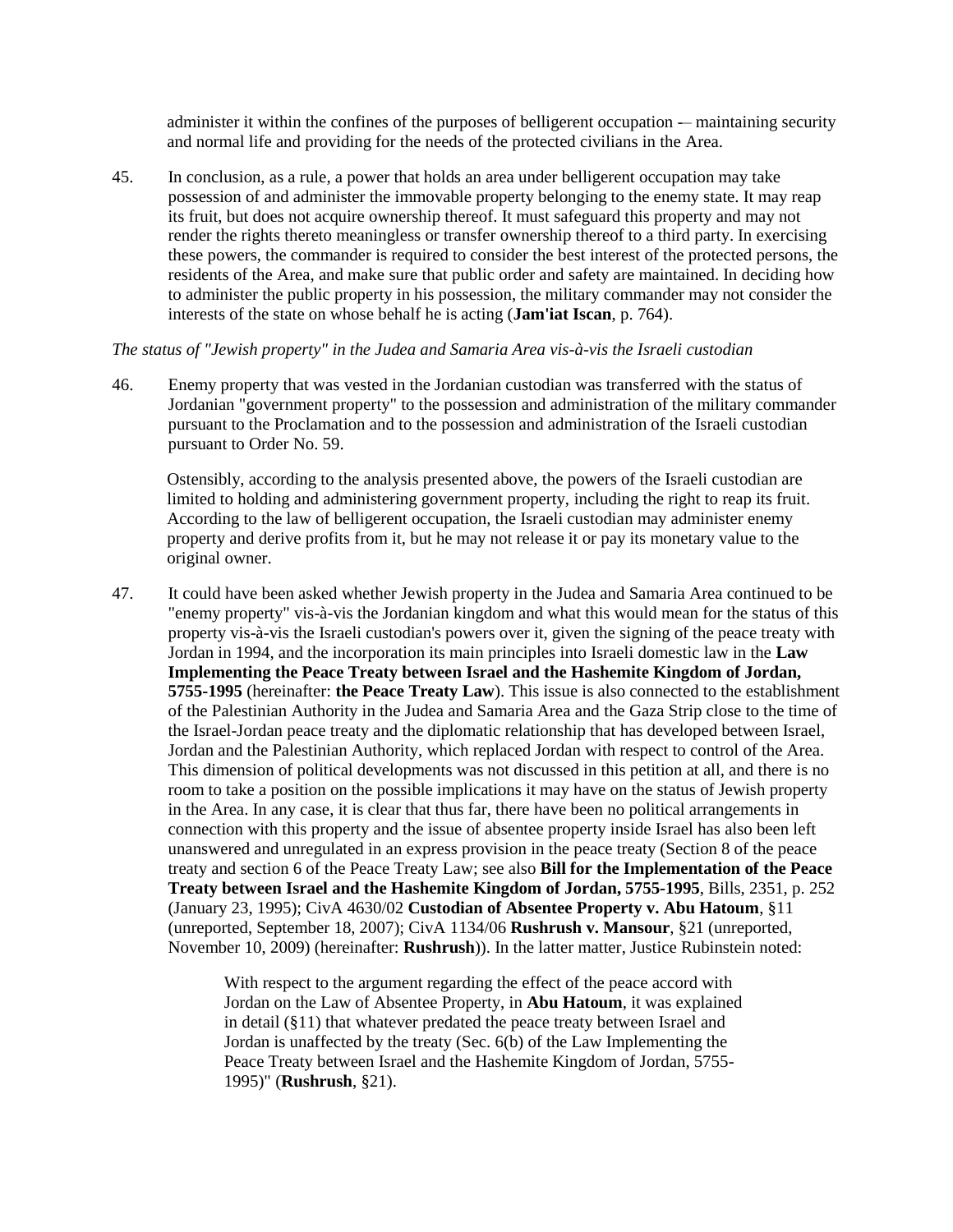administer it within the confines of the purposes of belligerent occupation -– maintaining security and normal life and providing for the needs of the protected civilians in the Area.

45. In conclusion, as a rule, a power that holds an area under belligerent occupation may take possession of and administer the immovable property belonging to the enemy state. It may reap its fruit, but does not acquire ownership thereof. It must safeguard this property and may not render the rights thereto meaningless or transfer ownership thereof to a third party. In exercising these powers, the commander is required to consider the best interest of the protected persons, the residents of the Area, and make sure that public order and safety are maintained. In deciding how to administer the public property in his possession, the military commander may not consider the interests of the state on whose behalf he is acting (**Jam'iat Iscan**, p. 764).

*The status of "Jewish property" in the Judea and Samaria Area vis-à-vis the Israeli custodian*

46. Enemy property that was vested in the Jordanian custodian was transferred with the status of Jordanian "government property" to the possession and administration of the military commander pursuant to the Proclamation and to the possession and administration of the Israeli custodian pursuant to Order No. 59.

Ostensibly, according to the analysis presented above, the powers of the Israeli custodian are limited to holding and administering government property, including the right to reap its fruit. According to the law of belligerent occupation, the Israeli custodian may administer enemy property and derive profits from it, but he may not release it or pay its monetary value to the original owner.

47. It could have been asked whether Jewish property in the Judea and Samaria Area continued to be "enemy property" vis-à-vis the Jordanian kingdom and what this would mean for the status of this property vis-à-vis the Israeli custodian's powers over it, given the signing of the peace treaty with Jordan in 1994, and the incorporation its main principles into Israeli domestic law in the **Law Implementing the Peace Treaty between Israel and the Hashemite Kingdom of Jordan, 5755-1995** (hereinafter: **the Peace Treaty Law**). This issue is also connected to the establishment of the Palestinian Authority in the Judea and Samaria Area and the Gaza Strip close to the time of the Israel-Jordan peace treaty and the diplomatic relationship that has developed between Israel, Jordan and the Palestinian Authority, which replaced Jordan with respect to control of the Area. This dimension of political developments was not discussed in this petition at all, and there is no room to take a position on the possible implications it may have on the status of Jewish property in the Area. In any case, it is clear that thus far, there have been no political arrangements in connection with this property and the issue of absentee property inside Israel has also been left unanswered and unregulated in an express provision in the peace treaty (Section 8 of the peace treaty and section 6 of the Peace Treaty Law; see also **Bill for the Implementation of the Peace Treaty between Israel and the Hashemite Kingdom of Jordan, 5755-1995**, Bills, 2351, p. 252 (January 23, 1995); CivA 4630/02 **Custodian of Absentee Property v. Abu Hatoum**, §11 (unreported, September 18, 2007); CivA 1134/06 **Rushrush v. Mansour**, §21 (unreported, November 10, 2009) (hereinafter: **Rushrush**)). In the latter matter, Justice Rubinstein noted:

> With respect to the argument regarding the effect of the peace accord with Jordan on the Law of Absentee Property, in **Abu Hatoum**, it was explained in detail (§11) that whatever predated the peace treaty between Israel and Jordan is unaffected by the treaty (Sec. 6(b) of the Law Implementing the Peace Treaty between Israel and the Hashemite Kingdom of Jordan, 5755-1995)" (**Rushrush**, §21).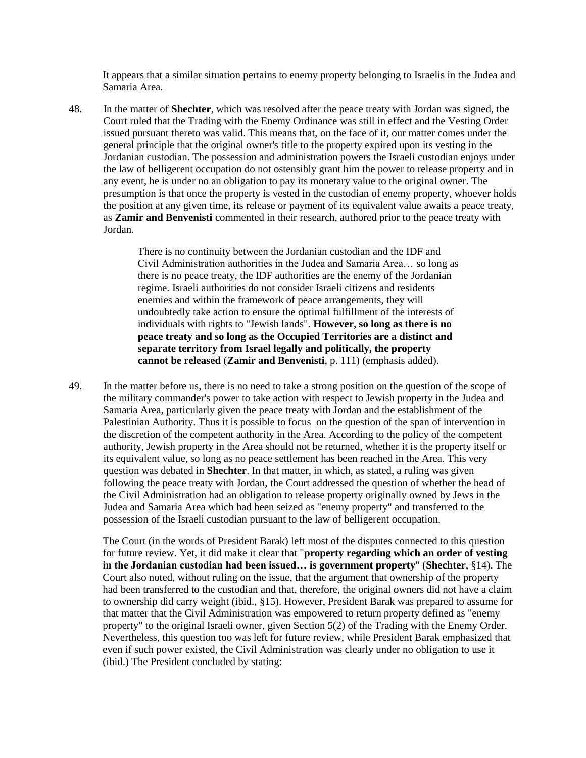It appears that a similar situation pertains to enemy property belonging to Israelis in the Judea and Samaria Area.

48. In the matter of **Shechter**, which was resolved after the peace treaty with Jordan was signed, the Court ruled that the Trading with the Enemy Ordinance was still in effect and the Vesting Order issued pursuant thereto was valid. This means that, on the face of it, our matter comes under the general principle that the original owner's title to the property expired upon its vesting in the Jordanian custodian. The possession and administration powers the Israeli custodian enjoys under the law of belligerent occupation do not ostensibly grant him the power to release property and in any event, he is under no an obligation to pay its monetary value to the original owner. The presumption is that once the property is vested in the custodian of enemy property, whoever holds the position at any given time, its release or payment of its equivalent value awaits a peace treaty, as **Zamir and Benvenisti** commented in their research, authored prior to the peace treaty with Jordan.

> There is no continuity between the Jordanian custodian and the IDF and Civil Administration authorities in the Judea and Samaria Area… so long as there is no peace treaty, the IDF authorities are the enemy of the Jordanian regime. Israeli authorities do not consider Israeli citizens and residents enemies and within the framework of peace arrangements, they will undoubtedly take action to ensure the optimal fulfillment of the interests of individuals with rights to "Jewish lands". **However, so long as there is no peace treaty and so long as the Occupied Territories are a distinct and separate territory from Israel legally and politically, the property cannot be released** (**Zamir and Benvenisti**, p. 111) (emphasis added).

49. In the matter before us, there is no need to take a strong position on the question of the scope of the military commander's power to take action with respect to Jewish property in the Judea and Samaria Area, particularly given the peace treaty with Jordan and the establishment of the Palestinian Authority. Thus it is possible to focus on the question of the span of intervention in the discretion of the competent authority in the Area. According to the policy of the competent authority, Jewish property in the Area should not be returned, whether it is the property itself or its equivalent value, so long as no peace settlement has been reached in the Area. This very question was debated in **Shechter**. In that matter, in which, as stated, a ruling was given following the peace treaty with Jordan, the Court addressed the question of whether the head of the Civil Administration had an obligation to release property originally owned by Jews in the Judea and Samaria Area which had been seized as "enemy property" and transferred to the possession of the Israeli custodian pursuant to the law of belligerent occupation.

The Court (in the words of President Barak) left most of the disputes connected to this question for future review. Yet, it did make it clear that "**property regarding which an order of vesting in the Jordanian custodian had been issued… is government property**" (**Shechter**, §14). The Court also noted, without ruling on the issue, that the argument that ownership of the property had been transferred to the custodian and that, therefore, the original owners did not have a claim to ownership did carry weight (ibid., §15). However, President Barak was prepared to assume for that matter that the Civil Administration was empowered to return property defined as "enemy property" to the original Israeli owner, given Section 5(2) of the Trading with the Enemy Order. Nevertheless, this question too was left for future review, while President Barak emphasized that even if such power existed, the Civil Administration was clearly under no obligation to use it (ibid.) The President concluded by stating: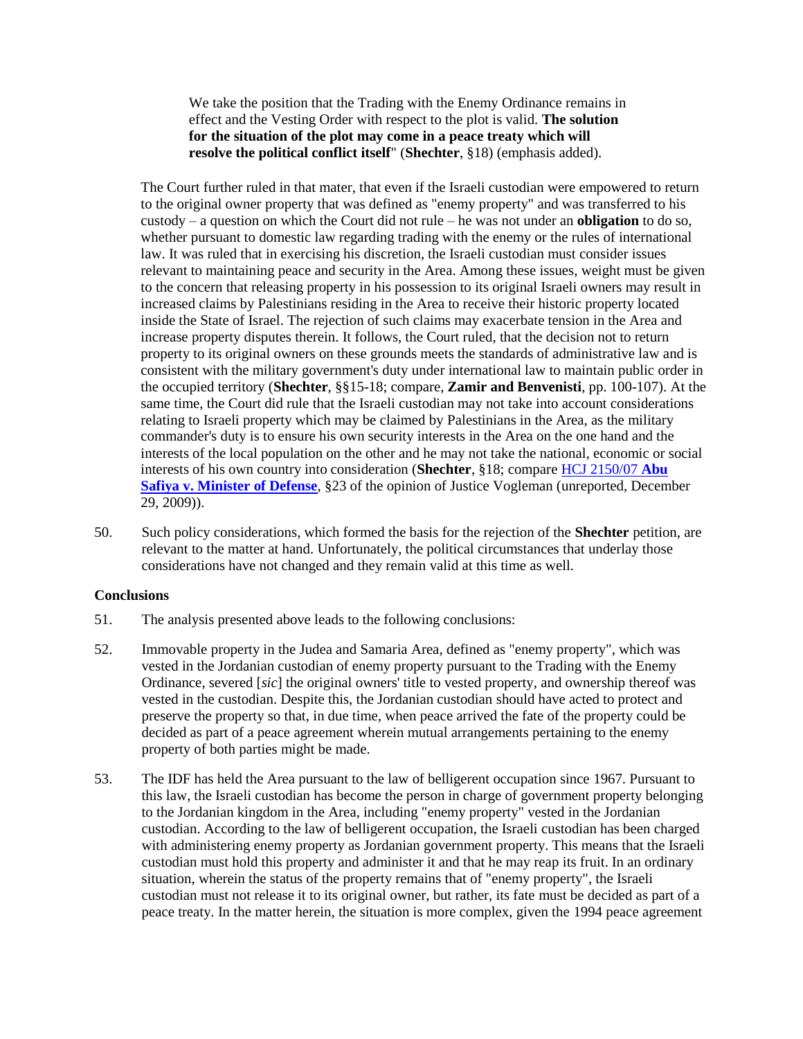> We take the position that the Trading with the Enemy Ordinance remains in effect and the Vesting Order with respect to the plot is valid. **The solution for the situation of the plot may come in a peace treaty which will resolve the political conflict itself**" (**Shechter**, §18) (emphasis added).

The Court further ruled in that mater, that even if the Israeli custodian were empowered to return to the original owner property that was defined as "enemy property" and was transferred to his custody – a question on which the Court did not rule – he was not under an **obligation** to do so, whether pursuant to domestic law regarding trading with the enemy or the rules of international law. It was ruled that in exercising his discretion, the Israeli custodian must consider issues relevant to maintaining peace and security in the Area. Among these issues, weight must be given to the concern that releasing property in his possession to its original Israeli owners may result in increased claims by Palestinians residing in the Area to receive their historic property located inside the State of Israel. The rejection of such claims may exacerbate tension in the Area and increase property disputes therein. It follows, the Court ruled, that the decision not to return property to its original owners on these grounds meets the standards of administrative law and is consistent with the military government's duty under international law to maintain public order in the occupied territory (**Shechter**, §§15-18; compare, **Zamir and Benvenisti**, pp. 100-107). At the same time, the Court did rule that the Israeli custodian may not take into account considerations relating to Israeli property which may be claimed by Palestinians in the Area, as the military commander's duty is to ensure his own security interests in the Area on the one hand and the interests of the local population on the other and he may not take the national, economic or social interests of his own country into consideration (**Shechter**, §18; compare HCJ 2150/07 **Abu Safiya v. Minister of Defense**, §23 of the opinion of Justice Vogleman (unreported, December 29, 2009)).

50. Such policy considerations, which formed the basis for the rejection of the **Shechter** petition, are relevant to the matter at hand. Unfortunately, the political circumstances that underlay those considerations have not changed and they remain valid at this time as well.

**Conclusions**

51. The analysis presented above leads to the following conclusions:

52. Immovable property in the Judea and Samaria Area, defined as "enemy property", which was vested in the Jordanian custodian of enemy property pursuant to the Trading with the Enemy Ordinance, severed [*sic*] the original owners' title to vested property, and ownership thereof was vested in the custodian. Despite this, the Jordanian custodian should have acted to protect and preserve the property so that, in due time, when peace arrived the fate of the property could be decided as part of a peace agreement wherein mutual arrangements pertaining to the enemy property of both parties might be made.

53. The IDF has held the Area pursuant to the law of belligerent occupation since 1967. Pursuant to this law, the Israeli custodian has become the person in charge of government property belonging to the Jordanian kingdom in the Area, including "enemy property" vested in the Jordanian custodian. According to the law of belligerent occupation, the Israeli custodian has been charged with administering enemy property as Jordanian government property. This means that the Israeli custodian must hold this property and administer it and that he may reap its fruit. In an ordinary situation, wherein the status of the property remains that of "enemy property", the Israeli custodian must not release it to its original owner, but rather, its fate must be decided as part of a peace treaty. In the matter herein, the situation is more complex, given the 1994 peace agreement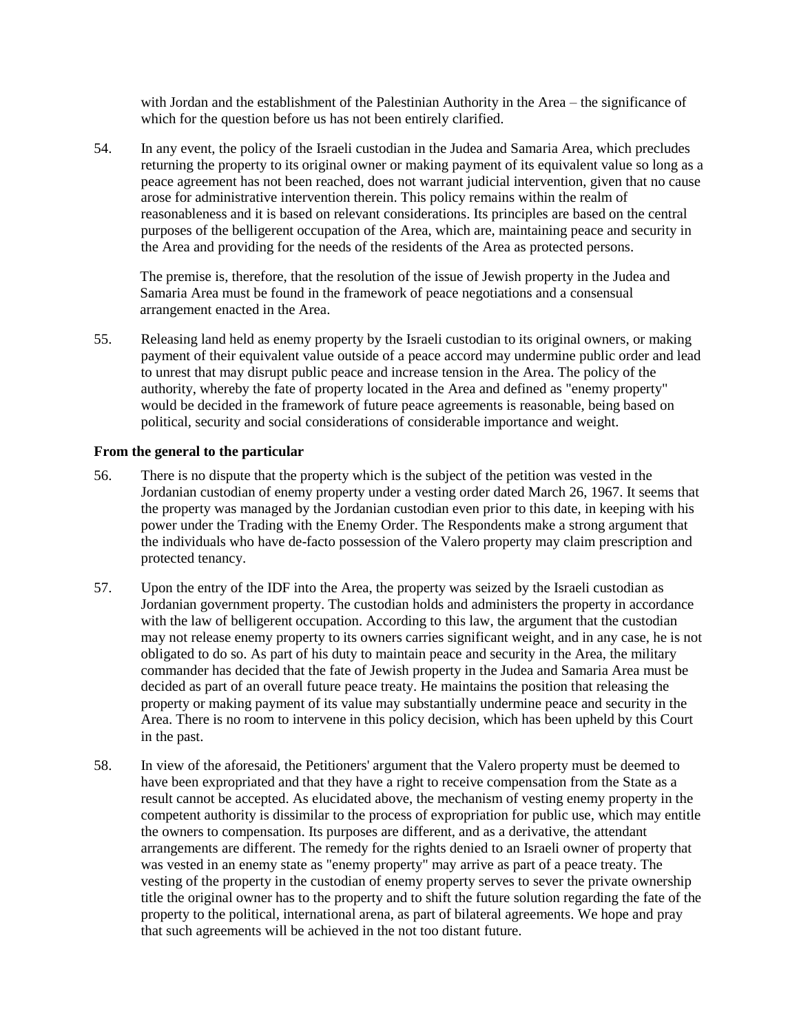with Jordan and the establishment of the Palestinian Authority in the Area – the significance of which for the question before us has not been entirely clarified.

54. In any event, the policy of the Israeli custodian in the Judea and Samaria Area, which precludes returning the property to its original owner or making payment of its equivalent value so long as a peace agreement has not been reached, does not warrant judicial intervention, given that no cause arose for administrative intervention therein. This policy remains within the realm of reasonableness and it is based on relevant considerations. Its principles are based on the central purposes of the belligerent occupation of the Area, which are, maintaining peace and security in the Area and providing for the needs of the residents of the Area as protected persons.

    The premise is, therefore, that the resolution of the issue of Jewish property in the Judea and Samaria Area must be found in the framework of peace negotiations and a consensual arrangement enacted in the Area.

55. Releasing land held as enemy property by the Israeli custodian to its original owners, or making payment of their equivalent value outside of a peace accord may undermine public order and lead to unrest that may disrupt public peace and increase tension in the Area. The policy of the authority, whereby the fate of property located in the Area and defined as "enemy property" would be decided in the framework of future peace agreements is reasonable, being based on political, security and social considerations of considerable importance and weight.

**From the general to the particular**

56. There is no dispute that the property which is the subject of the petition was vested in the Jordanian custodian of enemy property under a vesting order dated March 26, 1967. It seems that the property was managed by the Jordanian custodian even prior to this date, in keeping with his power under the Trading with the Enemy Order. The Respondents make a strong argument that the individuals who have de-facto possession of the Valero property may claim prescription and protected tenancy.

57. Upon the entry of the IDF into the Area, the property was seized by the Israeli custodian as Jordanian government property. The custodian holds and administers the property in accordance with the law of belligerent occupation. According to this law, the argument that the custodian may not release enemy property to its owners carries significant weight, and in any case, he is not obligated to do so. As part of his duty to maintain peace and security in the Area, the military commander has decided that the fate of Jewish property in the Judea and Samaria Area must be decided as part of an overall future peace treaty. He maintains the position that releasing the property or making payment of its value may substantially undermine peace and security in the Area. There is no room to intervene in this policy decision, which has been upheld by this Court in the past.

58. In view of the aforesaid, the Petitioners' argument that the Valero property must be deemed to have been expropriated and that they have a right to receive compensation from the State as a result cannot be accepted. As elucidated above, the mechanism of vesting enemy property in the competent authority is dissimilar to the process of expropriation for public use, which may entitle the owners to compensation. Its purposes are different, and as a derivative, the attendant arrangements are different. The remedy for the rights denied to an Israeli owner of property that was vested in an enemy state as "enemy property" may arrive as part of a peace treaty. The vesting of the property in the custodian of enemy property serves to sever the private ownership title the original owner has to the property and to shift the future solution regarding the fate of the property to the political, international arena, as part of bilateral agreements. We hope and pray that such agreements will be achieved in the not too distant future.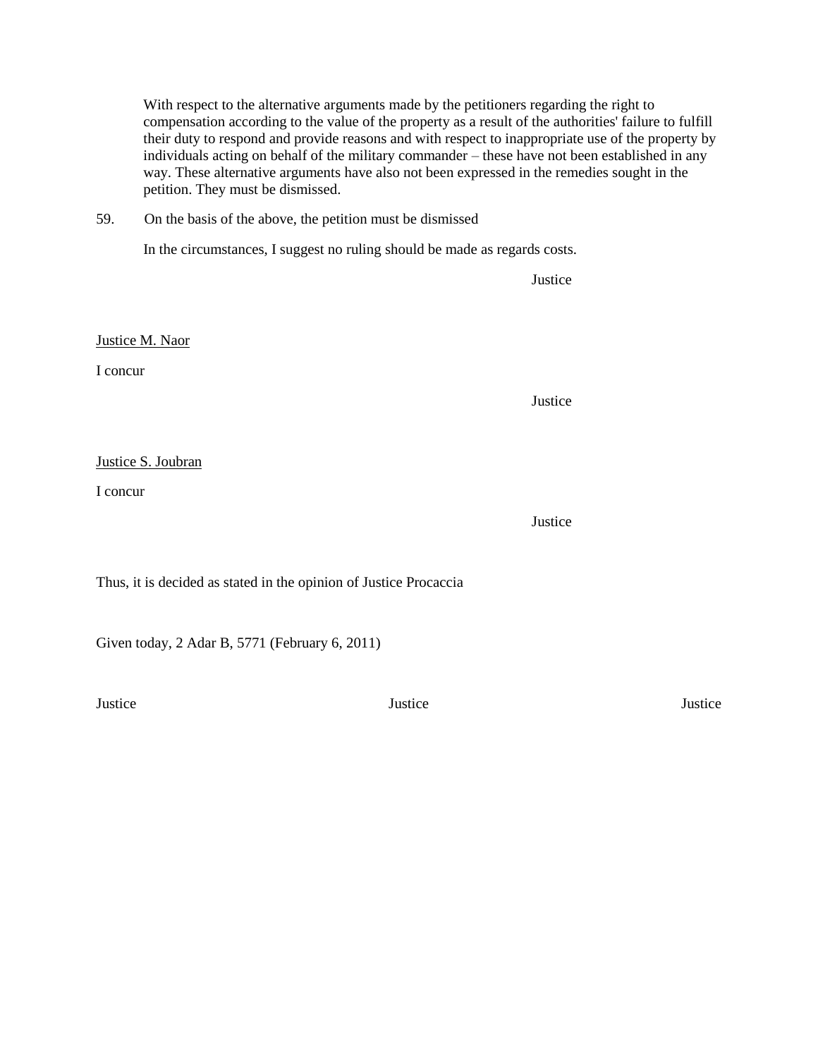With respect to the alternative arguments made by the petitioners regarding the right to compensation according to the value of the property as a result of the authorities' failure to fulfill their duty to respond and provide reasons and with respect to inappropriate use of the property by individuals acting on behalf of the military commander – these have not been established in any way. These alternative arguments have also not been expressed in the remedies sought in the petition. They must be dismissed.

59. On the basis of the above, the petition must be dismissed

In the circumstances, I suggest no ruling should be made as regards costs.

Justice

Justice M. Naor

I concur

Justice

Justice S. Joubran

I concur

Justice

Thus, it is decided as stated in the opinion of Justice Procaccia

Given today, 2 Adar B, 5771 (February 6, 2011)

Justice Justice Justice